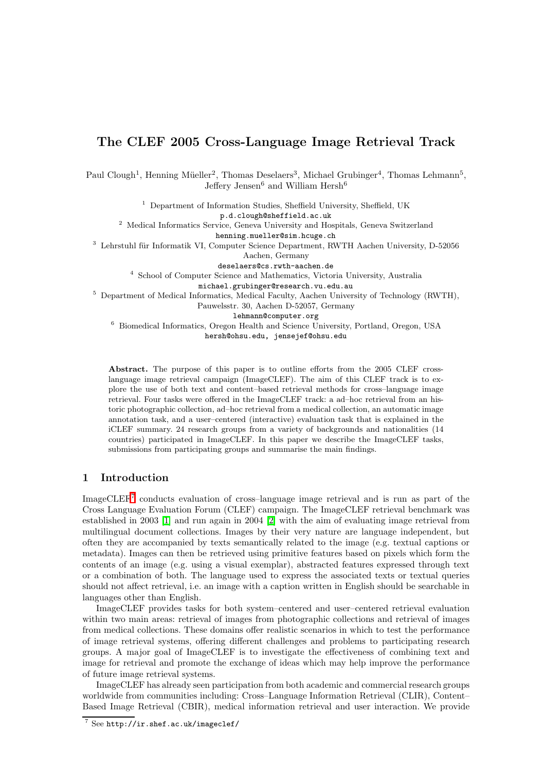# The CLEF 2005 Cross-Language Image Retrieval Track

Paul Clough[1], Henning Müeller[2], Thomas Deselaers[3], Michael Grubinger[4], Thomas Lehmann[5], Jeffery Jensen[6] and William Hersh[6]

[1] Department of Information Studies, Sheffield University, Sheffield, UK
`p.d.clough@sheffield.ac.uk`

[2] Medical Informatics Service, Geneva University and Hospitals, Geneva Switzerland
`henning.mueller@sim.hcuge.ch`

[3] Lehrstuhl für Informatik VI, Computer Science Department, RWTH Aachen University, D-52056 Aachen, Germany
`deselaers@cs.rwth-aachen.de`

[4] School of Computer Science and Mathematics, Victoria University, Australia
`michael.grubinger@research.vu.edu.au`

[5] Department of Medical Informatics, Medical Faculty, Aachen University of Technology (RWTH), Pauwelsstr. 30, Aachen D-52057, Germany
`lehmann@computer.org`

[6] Biomedical Informatics, Oregon Health and Science University, Portland, Oregon, USA
`hersh@ohsu.edu, jensejef@ohsu.edu`

**Abstract.** The purpose of this paper is to outline efforts from the 2005 CLEF cross-language image retrieval campaign (ImageCLEF). The aim of this CLEF track is to explore the use of both text and content–based retrieval methods for cross–language image retrieval. Four tasks were offered in the ImageCLEF track: a ad–hoc retrieval from an historic photographic collection, ad–hoc retrieval from a medical collection, an automatic image annotation task, and a user–centered (interactive) evaluation task that is explained in the iCLEF summary. 24 research groups from a variety of backgrounds and nationalities (14 countries) participated in ImageCLEF. In this paper we describe the ImageCLEF tasks, submissions from participating groups and summarise the main findings.

## 1 Introduction

ImageCLEF[7] conducts evaluation of cross–language image retrieval and is run as part of the Cross Language Evaluation Forum (CLEF) campaign. The ImageCLEF retrieval benchmark was established in 2003 [1] and run again in 2004 [2] with the aim of evaluating image retrieval from multilingual document collections. Images by their very nature are language independent, but often they are accompanied by texts semantically related to the image (e.g. textual captions or metadata). Images can then be retrieved using primitive features based on pixels which form the contents of an image (e.g. using a visual exemplar), abstracted features expressed through text or a combination of both. The language used to express the associated texts or textual queries should not affect retrieval, i.e. an image with a caption written in English should be searchable in languages other than English.

ImageCLEF provides tasks for both system–centered and user–centered retrieval evaluation within two main areas: retrieval of images from photographic collections and retrieval of images from medical collections. These domains offer realistic scenarios in which to test the performance of image retrieval systems, offering different challenges and problems to participating research groups. A major goal of ImageCLEF is to investigate the effectiveness of combining text and image for retrieval and promote the exchange of ideas which may help improve the performance of future image retrieval systems.

ImageCLEF has already seen participation from both academic and commercial research groups worldwide from communities including: Cross–Language Information Retrieval (CLIR), Content–Based Image Retrieval (CBIR), medical information retrieval and user interaction. We provide

[7] See `http://ir.shef.ac.uk/imageclef/`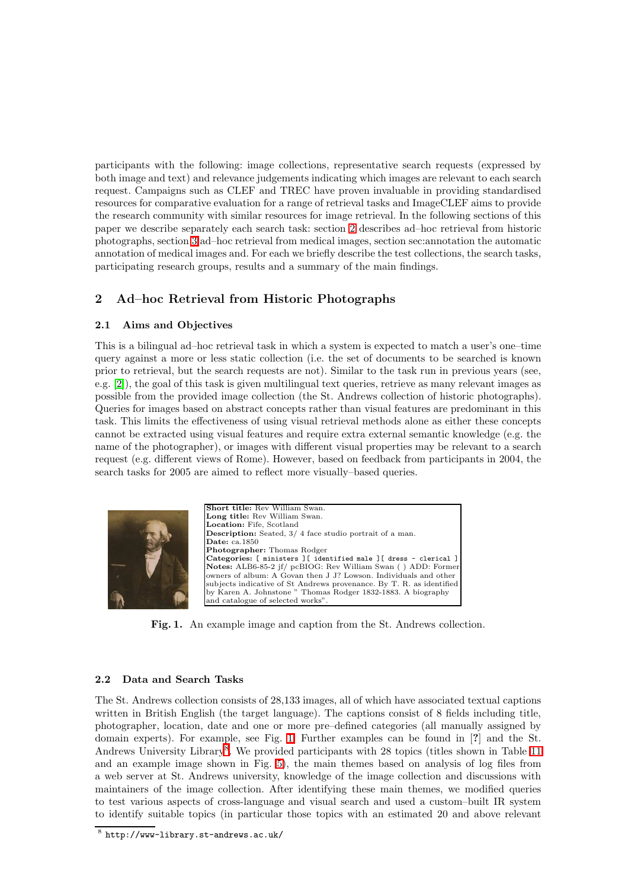participants with the following: image collections, representative search requests (expressed by both image and text) and relevance judgements indicating which images are relevant to each search request. Campaigns such as CLEF and TREC have proven invaluable in providing standardised resources for comparative evaluation for a range of retrieval tasks and ImageCLEF aims to provide the research community with similar resources for image retrieval. In the following sections of this paper we describe separately each search task: section 2 describes ad–hoc retrieval from historic photographs, section 3 ad–hoc retrieval from medical images, section sec:annotation the automatic annotation of medical images and. For each we briefly describe the test collections, the search tasks, participating research groups, results and a summary of the main findings.

## 2 Ad–hoc Retrieval from Historic Photographs

### 2.1 Aims and Objectives

This is a bilingual ad–hoc retrieval task in which a system is expected to match a user's one–time query against a more or less static collection (i.e. the set of documents to be searched is known prior to retrieval, but the search requests are not). Similar to the task run in previous years (see, e.g. [2]), the goal of this task is given multilingual text queries, retrieve as many relevant images as possible from the provided image collection (the St. Andrews collection of historic photographs). Queries for images based on abstract concepts rather than visual features are predominant in this task. This limits the effectiveness of using visual retrieval methods alone as either these concepts cannot be extracted using visual features and require extra external semantic knowledge (e.g. the name of the photographer), or images with different visual properties may be relevant to a search request (e.g. different views of Rome). However, based on feedback from participants in 2004, the search tasks for 2005 are aimed to reflect more visually–based queries.

**Short title:** Rev William Swan.
**Long title:** Rev William Swan.
**Location:** Fife, Scotland
**Description:** Seated, 3/ 4 face studio portrait of a man.
**Date:** ca.1850
**Photographer:** Thomas Rodger
**Categories:** [ ministers ][ identified male ][ dress - clerical ]
**Notes:** ALB6-85-2 jf/ pcBIOG: Rev William Swan ( ) ADD: Former owners of album: A Govan then J J? Lowson. Individuals and other subjects indicative of St Andrews provenance. By T. R. as identified by Karen A. Johnstone " Thomas Rodger 1832-1883. A biography and catalogue of selected works".

**Fig. 1.** An example image and caption from the St. Andrews collection.

### 2.2 Data and Search Tasks

The St. Andrews collection consists of 28,133 images, all of which have associated textual captions written in British English (the target language). The captions consist of 8 fields including title, photographer, location, date and one or more pre–defined categories (all manually assigned by domain experts). For example, see Fig. 1. Further examples can be found in [?] and the St. Andrews University Library[8]. We provided participants with 28 topics (titles shown in Table 11 and an example image shown in Fig. 5), the main themes based on analysis of log files from a web server at St. Andrews university, knowledge of the image collection and discussions with maintainers of the image collection. After identifying these main themes, we modified queries to test various aspects of cross-language and visual search and used a custom–built IR system to identify suitable topics (in particular those topics with an estimated 20 and above relevant

[8] http://www-library.st-andrews.ac.uk/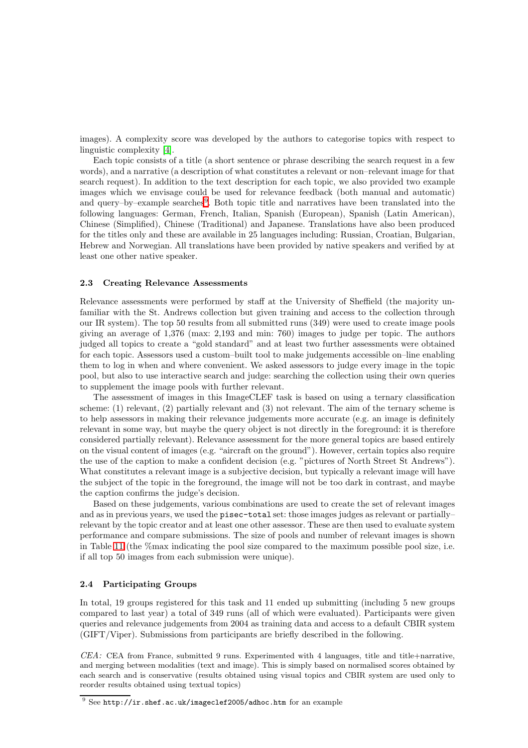images). A complexity score was developed by the authors to categorise topics with respect to linguistic complexity [4].

Each topic consists of a title (a short sentence or phrase describing the search request in a few words), and a narrative (a description of what constitutes a relevant or non–relevant image for that search request). In addition to the text description for each topic, we also provided two example images which we envisage could be used for relevance feedback (both manual and automatic) and query–by–example searches[9]. Both topic title and narratives have been translated into the following languages: German, French, Italian, Spanish (European), Spanish (Latin American), Chinese (Simplified), Chinese (Traditional) and Japanese. Translations have also been produced for the titles only and these are available in 25 languages including: Russian, Croatian, Bulgarian, Hebrew and Norwegian. All translations have been provided by native speakers and verified by at least one other native speaker.

### 2.3 Creating Relevance Assessments

Relevance assessments were performed by staff at the University of Sheffield (the majority unfamiliar with the St. Andrews collection but given training and access to the collection through our IR system). The top 50 results from all submitted runs (349) were used to create image pools giving an average of 1,376 (max: 2,193 and min: 760) images to judge per topic. The authors judged all topics to create a "gold standard" and at least two further assessments were obtained for each topic. Assessors used a custom–built tool to make judgements accessible on–line enabling them to log in when and where convenient. We asked assessors to judge every image in the topic pool, but also to use interactive search and judge: searching the collection using their own queries to supplement the image pools with further relevant.

The assessment of images in this ImageCLEF task is based on using a ternary classification scheme: (1) relevant, (2) partially relevant and (3) not relevant. The aim of the ternary scheme is to help assessors in making their relevance judgements more accurate (e.g. an image is definitely relevant in some way, but maybe the query object is not directly in the foreground: it is therefore considered partially relevant). Relevance assessment for the more general topics are based entirely on the visual content of images (e.g. "aircraft on the ground"). However, certain topics also require the use of the caption to make a confident decision (e.g. "pictures of North Street St Andrews"). What constitutes a relevant image is a subjective decision, but typically a relevant image will have the subject of the topic in the foreground, the image will not be too dark in contrast, and maybe the caption confirms the judge's decision.

Based on these judgements, various combinations are used to create the set of relevant images and as in previous years, we used the `pisec-total` set: those images judges as relevant or partially–relevant by the topic creator and at least one other assessor. These are then used to evaluate system performance and compare submissions. The size of pools and number of relevant images is shown in Table 11 (the %max indicating the pool size compared to the maximum possible pool size, i.e. if all top 50 images from each submission were unique).

### 2.4 Participating Groups

In total, 19 groups registered for this task and 11 ended up submitting (including 5 new groups compared to last year) a total of 349 runs (all of which were evaluated). Participants were given queries and relevance judgements from 2004 as training data and access to a default CBIR system (GIFT/Viper). Submissions from participants are briefly described in the following.

*CEA:* CEA from France, submitted 9 runs. Experimented with 4 languages, title and title+narrative, and merging between modalities (text and image). This is simply based on normalised scores obtained by each search and is conservative (results obtained using visual topics and CBIR system are used only to reorder results obtained using textual topics)

[9] See `http://ir.shef.ac.uk/imageclef2005/adhoc.htm` for an example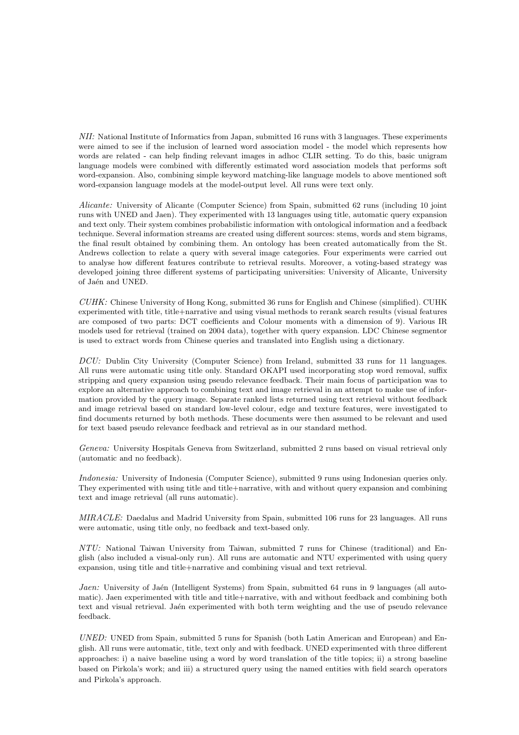*NII:* National Institute of Informatics from Japan, submitted 16 runs with 3 languages. These experiments were aimed to see if the inclusion of learned word association model - the model which represents how words are related - can help finding relevant images in adhoc CLIR setting. To do this, basic unigram language models were combined with differently estimated word association models that performs soft word-expansion. Also, combining simple keyword matching-like language models to above mentioned soft word-expansion language models at the model-output level. All runs were text only.

*Alicante:* University of Alicante (Computer Science) from Spain, submitted 62 runs (including 10 joint runs with UNED and Jaen). They experimented with 13 languages using title, automatic query expansion and text only. Their system combines probabilistic information with ontological information and a feedback technique. Several information streams are created using different sources: stems, words and stem bigrams, the final result obtained by combining them. An ontology has been created automatically from the St. Andrews collection to relate a query with several image categories. Four experiments were carried out to analyse how different features contribute to retrieval results. Moreover, a voting-based strategy was developed joining three different systems of participating universities: University of Alicante, University of Jaén and UNED.

*CUHK:* Chinese University of Hong Kong, submitted 36 runs for English and Chinese (simplified). CUHK experimented with title, title+narrative and using visual methods to rerank search results (visual features are composed of two parts: DCT coefficients and Colour moments with a dimension of 9). Various IR models used for retrieval (trained on 2004 data), together with query expansion. LDC Chinese segmentor is used to extract words from Chinese queries and translated into English using a dictionary.

*DCU:* Dublin City University (Computer Science) from Ireland, submitted 33 runs for 11 languages. All runs were automatic using title only. Standard OKAPI used incorporating stop word removal, suffix stripping and query expansion using pseudo relevance feedback. Their main focus of participation was to explore an alternative approach to combining text and image retrieval in an attempt to make use of information provided by the query image. Separate ranked lists returned using text retrieval without feedback and image retrieval based on standard low-level colour, edge and texture features, were investigated to find documents returned by both methods. These documents were then assumed to be relevant and used for text based pseudo relevance feedback and retrieval as in our standard method.

*Geneva:* University Hospitals Geneva from Switzerland, submitted 2 runs based on visual retrieval only (automatic and no feedback).

*Indonesia:* University of Indonesia (Computer Science), submitted 9 runs using Indonesian queries only. They experimented with using title and title+narrative, with and without query expansion and combining text and image retrieval (all runs automatic).

*MIRACLE:* Daedalus and Madrid University from Spain, submitted 106 runs for 23 languages. All runs were automatic, using title only, no feedback and text-based only.

*NTU:* National Taiwan University from Taiwan, submitted 7 runs for Chinese (traditional) and English (also included a visual-only run). All runs are automatic and NTU experimented with using query expansion, using title and title+narrative and combining visual and text retrieval.

*Jaen:* University of Jaén (Intelligent Systems) from Spain, submitted 64 runs in 9 languages (all automatic). Jaen experimented with title and title+narrative, with and without feedback and combining both text and visual retrieval. Jaén experimented with both term weighting and the use of pseudo relevance feedback.

*UNED:* UNED from Spain, submitted 5 runs for Spanish (both Latin American and European) and English. All runs were automatic, title, text only and with feedback. UNED experimented with three different approaches: i) a naive baseline using a word by word translation of the title topics; ii) a strong baseline based on Pirkola's work; and iii) a structured query using the named entities with field search operators and Pirkola's approach.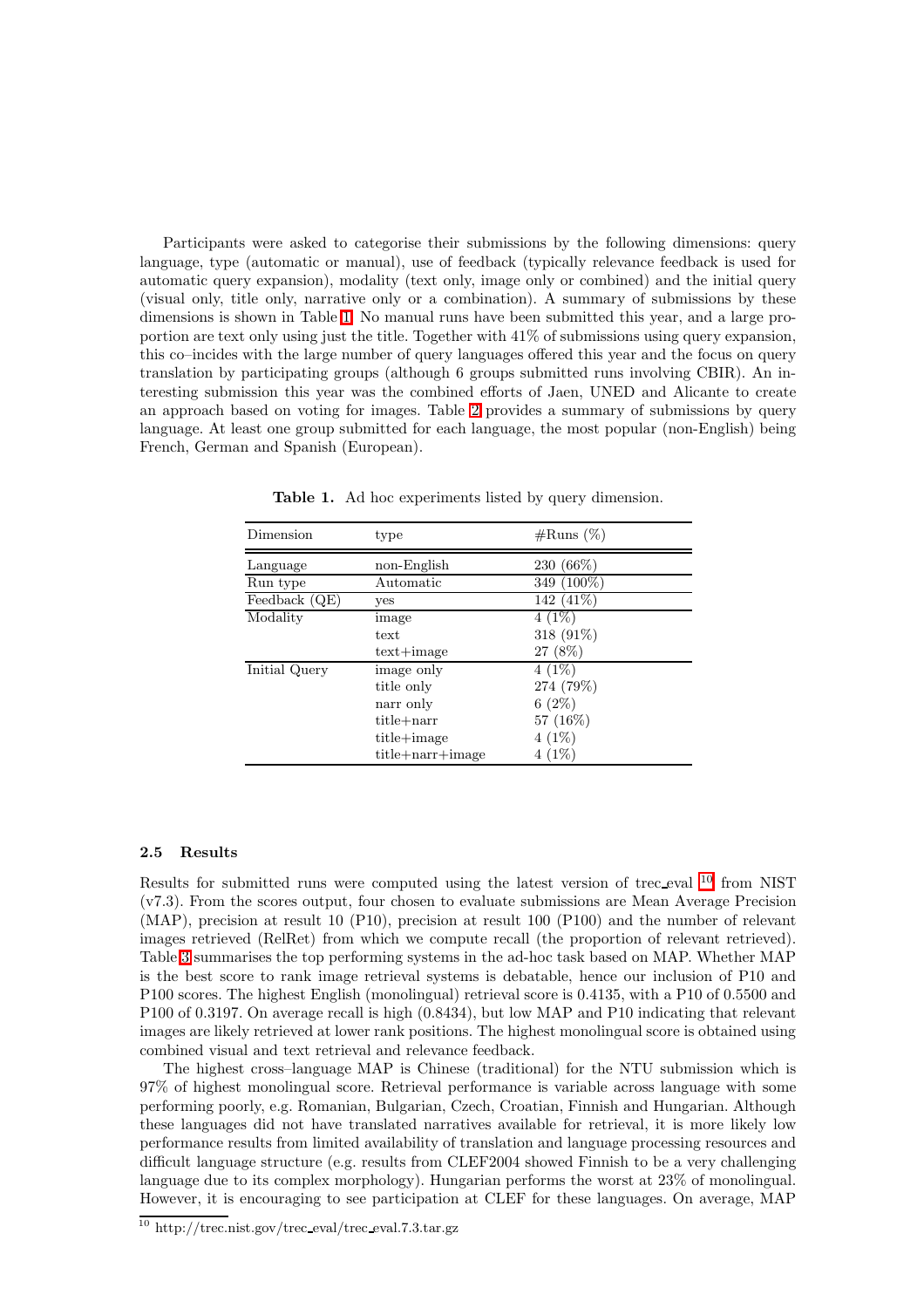Participants were asked to categorise their submissions by the following dimensions: query language, type (automatic or manual), use of feedback (typically relevance feedback is used for automatic query expansion), modality (text only, image only or combined) and the initial query (visual only, title only, narrative only or a combination). A summary of submissions by these dimensions is shown in Table 1. No manual runs have been submitted this year, and a large proportion are text only using just the title. Together with 41% of submissions using query expansion, this co–incides with the large number of query languages offered this year and the focus on query translation by participating groups (although 6 groups submitted runs involving CBIR). An interesting submission this year was the combined efforts of Jaen, UNED and Alicante to create an approach based on voting for images. Table 2 provides a summary of submissions by query language. At least one group submitted for each language, the most popular (non-English) being French, German and Spanish (European).

**Table 1.** Ad hoc experiments listed by query dimension.

| Dimension | type | #Runs (%) |
|---|---|---|
| Language | non-English | 230 (66%) |
| Run type | Automatic | 349 (100%) |
| Feedback (QE) | yes | 142 (41%) |
| Modality | image | 4 (1%) |
| | text | 318 (91%) |
| | text+image | 27 (8%) |
| Initial Query | image only | 4 (1%) |
| | title only | 274 (79%) |
| | narr only | 6 (2%) |
| | title+narr | 57 (16%) |
| | title+image | 4 (1%) |
| | title+narr+image | 4 (1%) |

### 2.5 Results

Results for submitted runs were computed using the latest version of trec_eval [10] from NIST (v7.3). From the scores output, four chosen to evaluate submissions are Mean Average Precision (MAP), precision at result 10 (P10), precision at result 100 (P100) and the number of relevant images retrieved (RelRet) from which we compute recall (the proportion of relevant retrieved). Table 3 summarises the top performing systems in the ad-hoc task based on MAP. Whether MAP is the best score to rank image retrieval systems is debatable, hence our inclusion of P10 and P100 scores. The highest English (monolingual) retrieval score is 0.4135, with a P10 of 0.5500 and P100 of 0.3197. On average recall is high (0.8434), but low MAP and P10 indicating that relevant images are likely retrieved at lower rank positions. The highest monolingual score is obtained using combined visual and text retrieval and relevance feedback.

The highest cross–language MAP is Chinese (traditional) for the NTU submission which is 97% of highest monolingual score. Retrieval performance is variable across language with some performing poorly, e.g. Romanian, Bulgarian, Czech, Croatian, Finnish and Hungarian. Although these languages did not have translated narratives available for retrieval, it is more likely low performance results from limited availability of translation and language processing resources and difficult language structure (e.g. results from CLEF2004 showed Finnish to be a very challenging language due to its complex morphology). Hungarian performs the worst at 23% of monolingual. However, it is encouraging to see participation at CLEF for these languages. On average, MAP

[10] http://trec.nist.gov/trec_eval/trec_eval.7.3.tar.gz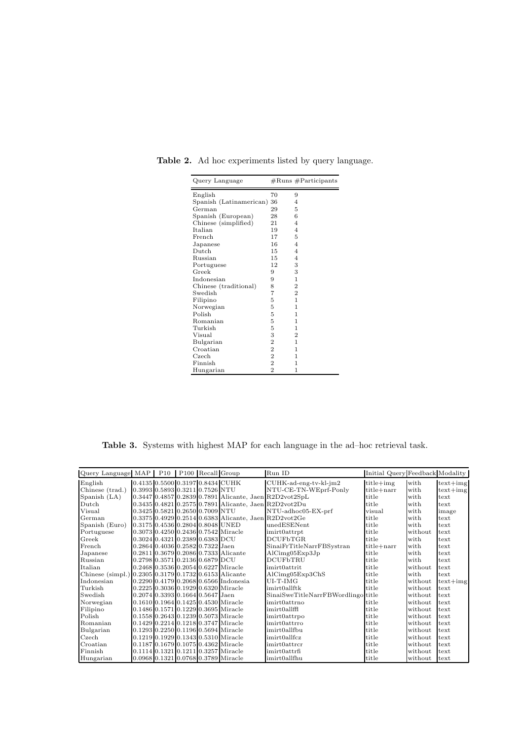**Table 2.** Ad hoc experiments listed by query language.

| Query Language | #Runs | #Participants |
|---|---|---|
| English | 70 | 9 |
| Spanish (Latinamerican) | 36 | 4 |
| German | 29 | 5 |
| Spanish (European) | 28 | 6 |
| Chinese (simplified) | 21 | 4 |
| Italian | 19 | 4 |
| French | 17 | 5 |
| Japanese | 16 | 4 |
| Dutch | 15 | 4 |
| Russian | 15 | 4 |
| Portuguese | 12 | 3 |
| Greek | 9 | 3 |
| Indonesian | 9 | 1 |
| Chinese (traditional) | 8 | 2 |
| Swedish | 7 | 2 |
| Filipino | 5 | 1 |
| Norwegian | 5 | 1 |
| Polish | 5 | 1 |
| Romanian | 5 | 1 |
| Turkish | 5 | 1 |
| Visual | 3 | 2 |
| Bulgarian | 2 | 1 |
| Croatian | 2 | 1 |
| Czech | 2 | 1 |
| Finnish | 2 | 1 |
| Hungarian | 2 | 1 |

**Table 3.** Systems with highest MAP for each language in the ad–hoc retrieval task.

| Query Language | MAP | P10 | P100 | Recall | Group | Run ID | Initial Query | Feedback | Modality |
|---|---|---|---|---|---|---|---|---|---|
| English | 0.4135 | 0.5500 | 0.3197 | 0.8434 | CUHK | CUHK-ad-eng-tv-kl-jm2 | title+img | with | text+img |
| Chinese (trad.) | 0.3993 | 0.5893 | 0.3211 | 0.7526 | NTU | NTU-CE-TN-WEprf-Ponly | title+narr | with | text+img |
| Spanish (LA) | 0.3447 | 0.4857 | 0.2839 | 0.7891 | Alicante, Jaen | R2D2vot2SpL | title | with | text |
| Dutch | 0.3435 | 0.4821 | 0.2575 | 0.7891 | Alicante, Jaen | R2D2vot2Du | title | with | text |
| Visual | 0.3425 | 0.5821 | 0.2650 | 0.7009 | NTU | NTU-adhoc05-EX-prf | visual | with | image |
| German | 0.3375 | 0.4929 | 0.2514 | 0.6383 | Alicante, Jaen | R2D2vot2Ge | title | with | text |
| Spanish (Euro) | 0.3175 | 0.4536 | 0.2804 | 0.8048 | UNED | unedESENent | title | with | text |
| Portuguese | 0.3073 | 0.4250 | 0.2436 | 0.7542 | Miracle | imirt0attrpt | title | without | text |
| Greek | 0.3024 | 0.4321 | 0.2389 | 0.6383 | DCU | DCUFbTGR | title | with | text |
| French | 0.2864 | 0.4036 | 0.2582 | 0.7322 | Jaen | SinaiFrTitleNarrFBSystran | title+narr | with | text |
| Japanese | 0.2811 | 0.3679 | 0.2086 | 0.7333 | Alicante | AlCimg05Exp3Jp | title | with | text |
| Russian | 0.2798 | 0.3571 | 0.2136 | 0.6879 | DCU | DCUFbTRU | title | with | text |
| Italian | 0.2468 | 0.3536 | 0.2054 | 0.6227 | Miracle | imirt0attrit | title | without | text |
| Chinese (simpl.) | 0.2305 | 0.3179 | 0.1732 | 0.6153 | Alicante | AlCimg05Exp3ChS | title | with | text |
| Indonesian | 0.2290 | 0.4179 | 0.2068 | 0.6566 | Indonesia | UI-T-IMG | title | without | text+img |
| Turkish | 0.2225 | 0.3036 | 0.1929 | 0.6320 | Miracle | imirt0allftk | title | without | text |
| Swedish | 0.2074 | 0.3393 | 0.1664 | 0.5647 | Jaen | SinaiSweTitleNarrFBWordlingo | title | without | text |
| Norwegian | 0.1610 | 0.1964 | 0.1425 | 0.4530 | Miracle | imirt0attrno | title | without | text |
| Filipino | 0.1486 | 0.1571 | 0.1229 | 0.3695 | Miracle | imirt0allffl | title | without | text |
| Polish | 0.1558 | 0.2643 | 0.1239 | 0.5073 | Miracle | imirt0attrpo | title | without | text |
| Romanian | 0.1429 | 0.2214 | 0.1218 | 0.3747 | Miracle | imirt0attrro | title | without | text |
| Bulgarian | 0.1293 | 0.2250 | 0.1196 | 0.5694 | Miracle | imirt0allfbu | title | without | text |
| Czech | 0.1219 | 0.1929 | 0.1343 | 0.5310 | Miracle | imirt0allfcz | title | without | text |
| Croatian | 0.1187 | 0.1679 | 0.1075 | 0.4362 | Miracle | imirt0attrcr | title | without | text |
| Finnish | 0.1114 | 0.1321 | 0.1211 | 0.3257 | Miracle | imirt0attrfi | title | without | text |
| Hungarian | 0.0968 | 0.1321 | 0.0768 | 0.3789 | Miracle | imirt0allfhu | title | without | text |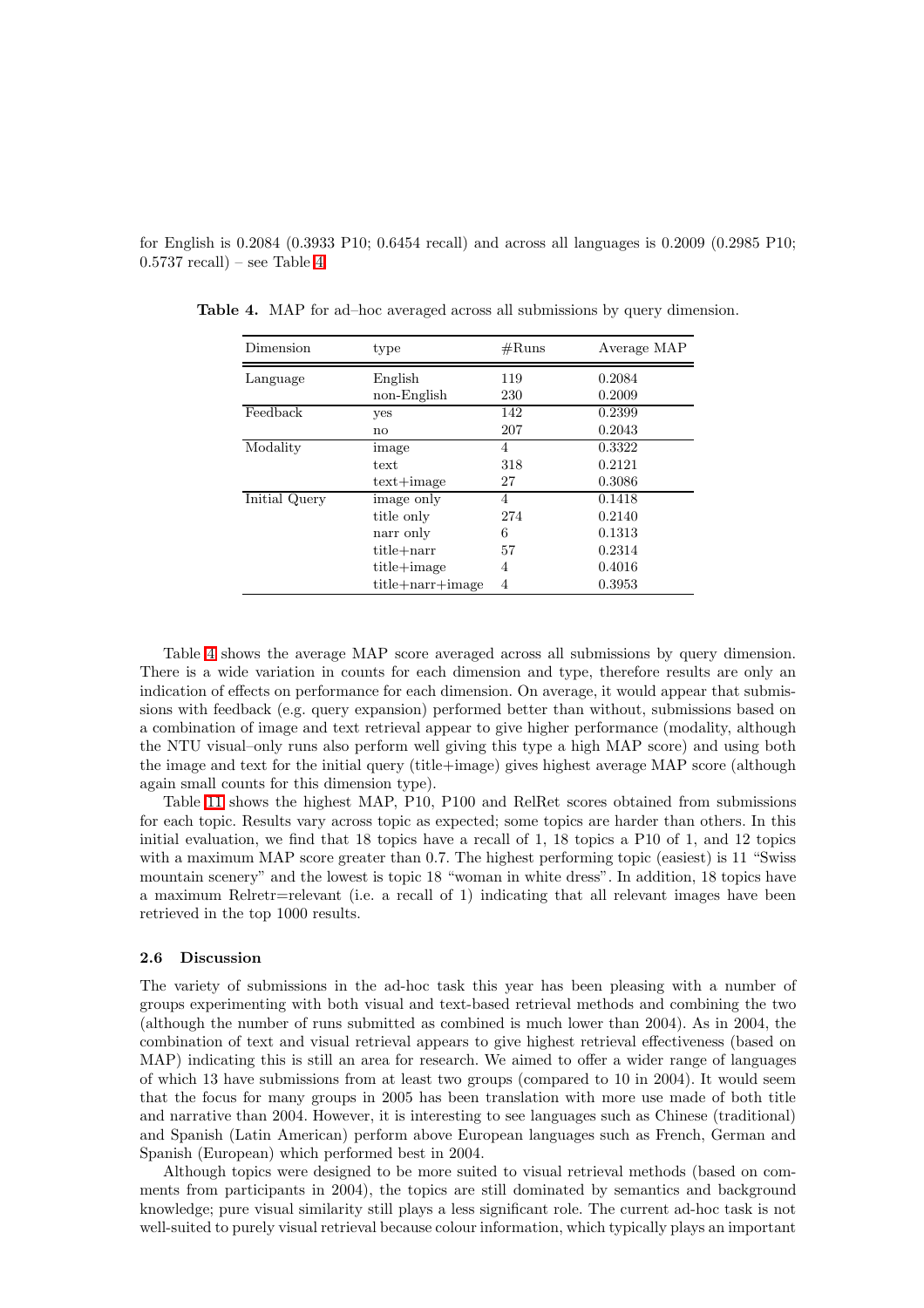for English is 0.2084 (0.3933 P10; 0.6454 recall) and across all languages is 0.2009 (0.2985 P10; 0.5737 recall) – see Table 4.

**Table 4.** MAP for ad–hoc averaged across all submissions by query dimension.

| Dimension | type | #Runs | Average MAP |
|---|---|---|---|
| Language | English | 119 | 0.2084 |
| | non-English | 230 | 0.2009 |
| Feedback | yes | 142 | 0.2399 |
| | no | 207 | 0.2043 |
| Modality | image | 4 | 0.3322 |
| | text | 318 | 0.2121 |
| | text+image | 27 | 0.3086 |
| Initial Query | image only | 4 | 0.1418 |
| | title only | 274 | 0.2140 |
| | narr only | 6 | 0.1313 |
| | title+narr | 57 | 0.2314 |
| | title+image | 4 | 0.4016 |
| | title+narr+image | 4 | 0.3953 |

Table 4 shows the average MAP score averaged across all submissions by query dimension. There is a wide variation in counts for each dimension and type, therefore results are only an indication of effects on performance for each dimension. On average, it would appear that submissions with feedback (e.g. query expansion) performed better than without, submissions based on a combination of image and text retrieval appear to give higher performance (modality, although the NTU visual–only runs also perform well giving this type a high MAP score) and using both the image and text for the initial query (title+image) gives highest average MAP score (although again small counts for this dimension type).

Table 11 shows the highest MAP, P10, P100 and RelRet scores obtained from submissions for each topic. Results vary across topic as expected; some topics are harder than others. In this initial evaluation, we find that 18 topics have a recall of 1, 18 topics a P10 of 1, and 12 topics with a maximum MAP score greater than 0.7. The highest performing topic (easiest) is 11 "Swiss mountain scenery" and the lowest is topic 18 "woman in white dress". In addition, 18 topics have a maximum Relretr=relevant (i.e. a recall of 1) indicating that all relevant images have been retrieved in the top 1000 results.

### 2.6 Discussion

The variety of submissions in the ad-hoc task this year has been pleasing with a number of groups experimenting with both visual and text-based retrieval methods and combining the two (although the number of runs submitted as combined is much lower than 2004). As in 2004, the combination of text and visual retrieval appears to give highest retrieval effectiveness (based on MAP) indicating this is still an area for research. We aimed to offer a wider range of languages of which 13 have submissions from at least two groups (compared to 10 in 2004). It would seem that the focus for many groups in 2005 has been translation with more use made of both title and narrative than 2004. However, it is interesting to see languages such as Chinese (traditional) and Spanish (Latin American) perform above European languages such as French, German and Spanish (European) which performed best in 2004.

Although topics were designed to be more suited to visual retrieval methods (based on comments from participants in 2004), the topics are still dominated by semantics and background knowledge; pure visual similarity still plays a less significant role. The current ad-hoc task is not well-suited to purely visual retrieval because colour information, which typically plays an important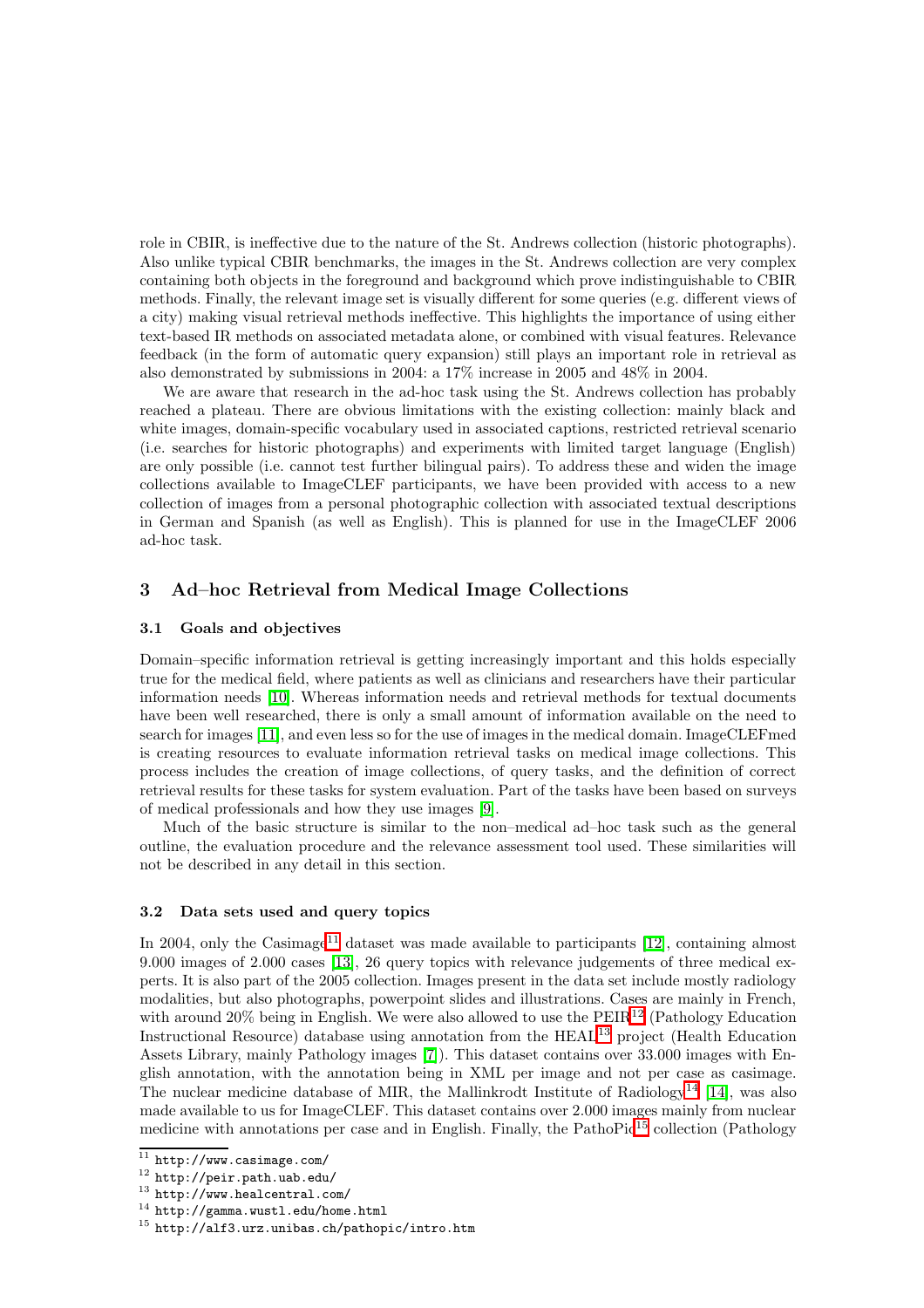role in CBIR, is ineffective due to the nature of the St. Andrews collection (historic photographs). Also unlike typical CBIR benchmarks, the images in the St. Andrews collection are very complex containing both objects in the foreground and background which prove indistinguishable to CBIR methods. Finally, the relevant image set is visually different for some queries (e.g. different views of a city) making visual retrieval methods ineffective. This highlights the importance of using either text-based IR methods on associated metadata alone, or combined with visual features. Relevance feedback (in the form of automatic query expansion) still plays an important role in retrieval as also demonstrated by submissions in 2004: a 17% increase in 2005 and 48% in 2004.

We are aware that research in the ad-hoc task using the St. Andrews collection has probably reached a plateau. There are obvious limitations with the existing collection: mainly black and white images, domain-specific vocabulary used in associated captions, restricted retrieval scenario (i.e. searches for historic photographs) and experiments with limited target language (English) are only possible (i.e. cannot test further bilingual pairs). To address these and widen the image collections available to ImageCLEF participants, we have been provided with access to a new collection of images from a personal photographic collection with associated textual descriptions in German and Spanish (as well as English). This is planned for use in the ImageCLEF 2006 ad-hoc task.

## 3 Ad–hoc Retrieval from Medical Image Collections

### 3.1 Goals and objectives

Domain–specific information retrieval is getting increasingly important and this holds especially true for the medical field, where patients as well as clinicians and researchers have their particular information needs [10]. Whereas information needs and retrieval methods for textual documents have been well researched, there is only a small amount of information available on the need to search for images [11], and even less so for the use of images in the medical domain. ImageCLEFmed is creating resources to evaluate information retrieval tasks on medical image collections. This process includes the creation of image collections, of query tasks, and the definition of correct retrieval results for these tasks for system evaluation. Part of the tasks have been based on surveys of medical professionals and how they use images [9].

Much of the basic structure is similar to the non–medical ad–hoc task such as the general outline, the evaluation procedure and the relevance assessment tool used. These similarities will not be described in any detail in this section.

### 3.2 Data sets used and query topics

In 2004, only the Casimage[11] dataset was made available to participants [12], containing almost 9.000 images of 2.000 cases [13], 26 query topics with relevance judgements of three medical experts. It is also part of the 2005 collection. Images present in the data set include mostly radiology modalities, but also photographs, powerpoint slides and illustrations. Cases are mainly in French, with around 20% being in English. We were also allowed to use the PEIR[12] (Pathology Education Instructional Resource) database using annotation from the HEAL[13] project (Health Education Assets Library, mainly Pathology images [7]). This dataset contains over 33.000 images with English annotation, with the annotation being in XML per image and not per case as casimage. The nuclear medicine database of MIR, the Mallinkrodt Institute of Radiology[14] [14], was also made available to us for ImageCLEF. This dataset contains over 2.000 images mainly from nuclear medicine with annotations per case and in English. Finally, the PathoPic[15] collection (Pathology

[11] http://www.casimage.com/

[12] http://peir.path.uab.edu/

[13] http://www.healcentral.com/

[14] http://gamma.wustl.edu/home.html

[15] http://alf3.urz.unibas.ch/pathopic/intro.htm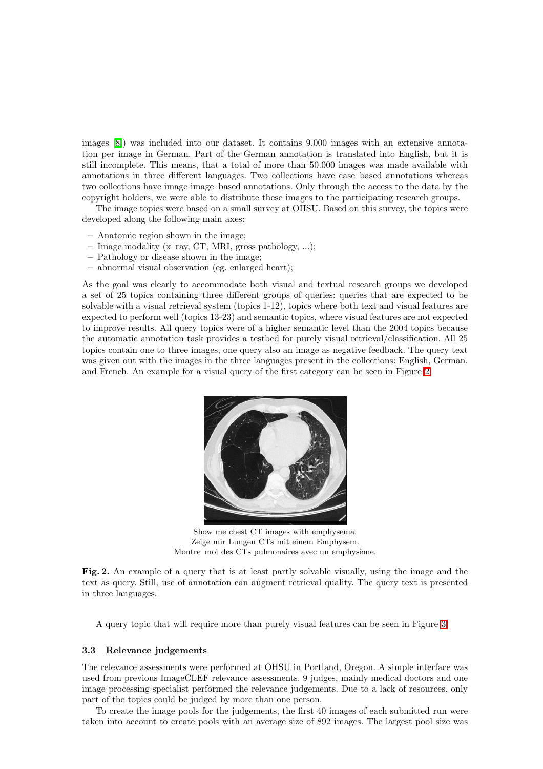images [8]) was included into our dataset. It contains 9.000 images with an extensive annotation per image in German. Part of the German annotation is translated into English, but it is still incomplete. This means, that a total of more than 50.000 images was made available with annotations in three different languages. Two collections have case–based annotations whereas two collections have image image–based annotations. Only through the access to the data by the copyright holders, we were able to distribute these images to the participating research groups.

The image topics were based on a small survey at OHSU. Based on this survey, the topics were developed along the following main axes:

- Anatomic region shown in the image;
- Image modality (x–ray, CT, MRI, gross pathology, ...);
- Pathology or disease shown in the image;
- abnormal visual observation (eg. enlarged heart);

As the goal was clearly to accommodate both visual and textual research groups we developed a set of 25 topics containing three different groups of queries: queries that are expected to be solvable with a visual retrieval system (topics 1-12), topics where both text and visual features are expected to perform well (topics 13-23) and semantic topics, where visual features are not expected to improve results. All query topics were of a higher semantic level than the 2004 topics because the automatic annotation task provides a testbed for purely visual retrieval/classification. All 25 topics contain one to three images, one query also an image as negative feedback. The query text was given out with the images in the three languages present in the collections: English, German, and French. An example for a visual query of the first category can be seen in Figure 2.

Show me chest CT images with emphysema.
Zeige mir Lungen CTs mit einem Emphysem.
Montre–moi des CTs pulmonaires avec un emphysème.

**Fig. 2.** An example of a query that is at least partly solvable visually, using the image and the text as query. Still, use of annotation can augment retrieval quality. The query text is presented in three languages.

A query topic that will require more than purely visual features can be seen in Figure 3.

### 3.3 Relevance judgements

The relevance assessments were performed at OHSU in Portland, Oregon. A simple interface was used from previous ImageCLEF relevance assessments. 9 judges, mainly medical doctors and one image processing specialist performed the relevance judgements. Due to a lack of resources, only part of the topics could be judged by more than one person.

To create the image pools for the judgements, the first 40 images of each submitted run were taken into account to create pools with an average size of 892 images. The largest pool size was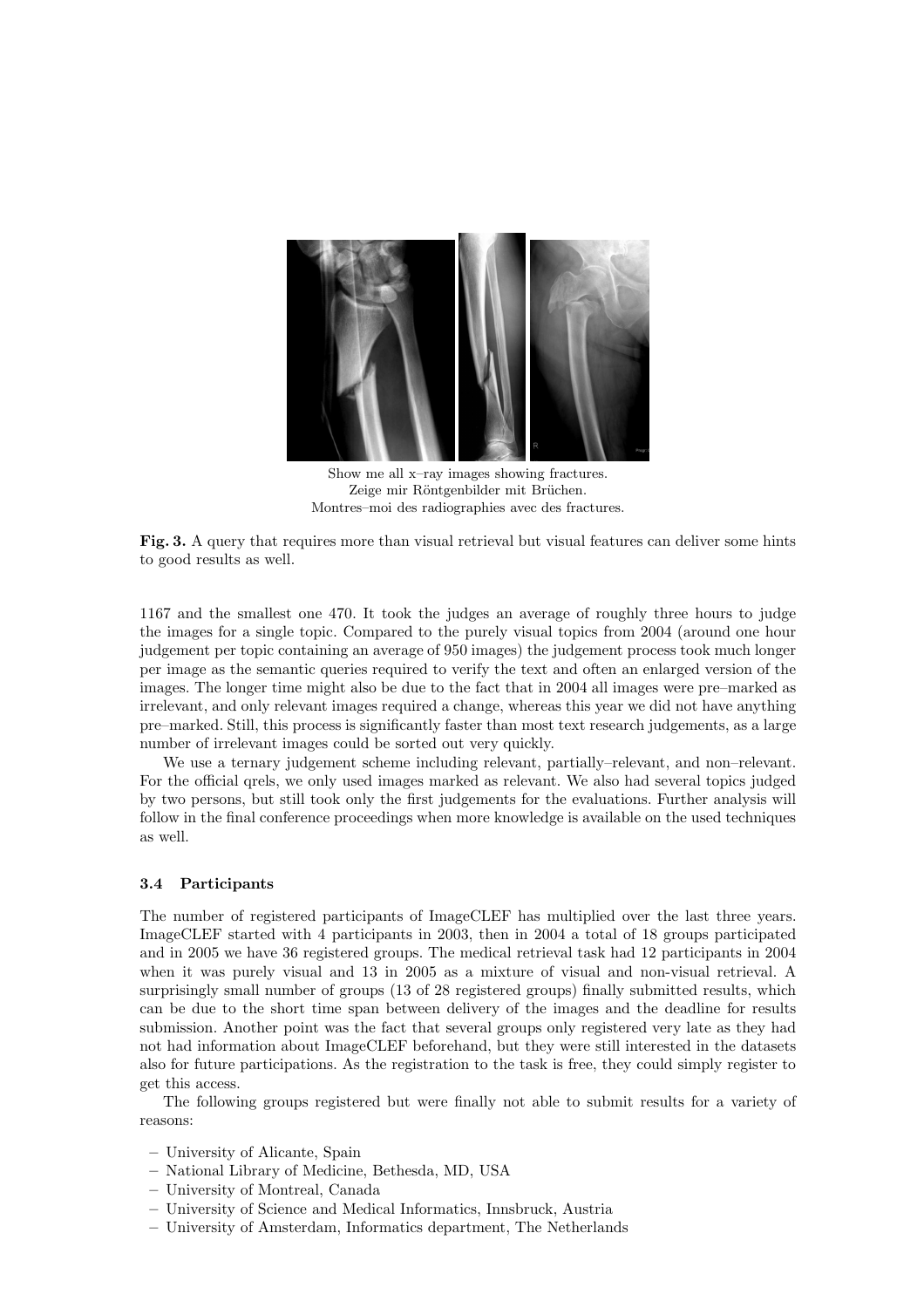Show me all x–ray images showing fractures.
Zeige mir Röntgenbilder mit Brüchen.
Montres–moi des radiographies avec des fractures.

**Fig. 3.** A query that requires more than visual retrieval but visual features can deliver some hints to good results as well.

1167 and the smallest one 470. It took the judges an average of roughly three hours to judge the images for a single topic. Compared to the purely visual topics from 2004 (around one hour judgement per topic containing an average of 950 images) the judgement process took much longer per image as the semantic queries required to verify the text and often an enlarged version of the images. The longer time might also be due to the fact that in 2004 all images were pre–marked as irrelevant, and only relevant images required a change, whereas this year we did not have anything pre–marked. Still, this process is significantly faster than most text research judgements, as a large number of irrelevant images could be sorted out very quickly.

We use a ternary judgement scheme including relevant, partially–relevant, and non–relevant. For the official qrels, we only used images marked as relevant. We also had several topics judged by two persons, but still took only the first judgements for the evaluations. Further analysis will follow in the final conference proceedings when more knowledge is available on the used techniques as well.

### 3.4 Participants

The number of registered participants of ImageCLEF has multiplied over the last three years. ImageCLEF started with 4 participants in 2003, then in 2004 a total of 18 groups participated and in 2005 we have 36 registered groups. The medical retrieval task had 12 participants in 2004 when it was purely visual and 13 in 2005 as a mixture of visual and non-visual retrieval. A surprisingly small number of groups (13 of 28 registered groups) finally submitted results, which can be due to the short time span between delivery of the images and the deadline for results submission. Another point was the fact that several groups only registered very late as they had not had information about ImageCLEF beforehand, but they were still interested in the datasets also for future participations. As the registration to the task is free, they could simply register to get this access.

The following groups registered but were finally not able to submit results for a variety of reasons:

- University of Alicante, Spain
- National Library of Medicine, Bethesda, MD, USA
- University of Montreal, Canada
- University of Science and Medical Informatics, Innsbruck, Austria
- University of Amsterdam, Informatics department, The Netherlands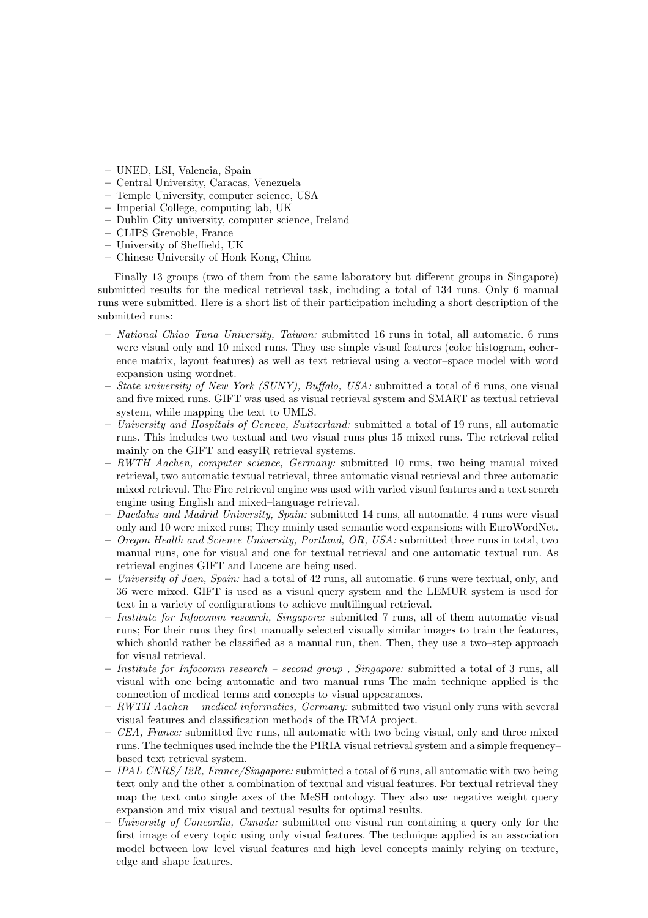- UNED, LSI, Valencia, Spain
- Central University, Caracas, Venezuela
- Temple University, computer science, USA
- Imperial College, computing lab, UK
- Dublin City university, computer science, Ireland
- CLIPS Grenoble, France
- University of Sheffield, UK
- Chinese University of Honk Kong, China

Finally 13 groups (two of them from the same laboratory but different groups in Singapore) submitted results for the medical retrieval task, including a total of 134 runs. Only 6 manual runs were submitted. Here is a short list of their participation including a short description of the submitted runs:

- *National Chiao Tuna University, Taiwan:* submitted 16 runs in total, all automatic. 6 runs were visual only and 10 mixed runs. They use simple visual features (color histogram, coherence matrix, layout features) as well as text retrieval using a vector–space model with word expansion using wordnet.
- *State university of New York (SUNY), Buffalo, USA:* submitted a total of 6 runs, one visual and five mixed runs. GIFT was used as visual retrieval system and SMART as textual retrieval system, while mapping the text to UMLS.
- *University and Hospitals of Geneva, Switzerland:* submitted a total of 19 runs, all automatic runs. This includes two textual and two visual runs plus 15 mixed runs. The retrieval relied mainly on the GIFT and easyIR retrieval systems.
- *RWTH Aachen, computer science, Germany:* submitted 10 runs, two being manual mixed retrieval, two automatic textual retrieval, three automatic visual retrieval and three automatic mixed retrieval. The Fire retrieval engine was used with varied visual features and a text search engine using English and mixed–language retrieval.
- *Daedalus and Madrid University, Spain:* submitted 14 runs, all automatic. 4 runs were visual only and 10 were mixed runs; They mainly used semantic word expansions with EuroWordNet.
- *Oregon Health and Science University, Portland, OR, USA:* submitted three runs in total, two manual runs, one for visual and one for textual retrieval and one automatic textual run. As retrieval engines GIFT and Lucene are being used.
- *University of Jaen, Spain:* had a total of 42 runs, all automatic. 6 runs were textual, only, and 36 were mixed. GIFT is used as a visual query system and the LEMUR system is used for text in a variety of configurations to achieve multilingual retrieval.
- *Institute for Infocomm research, Singapore:* submitted 7 runs, all of them automatic visual runs; For their runs they first manually selected visually similar images to train the features, which should rather be classified as a manual run, then. Then, they use a two–step approach for visual retrieval.
- *Institute for Infocomm research – second group , Singapore:* submitted a total of 3 runs, all visual with one being automatic and two manual runs The main technique applied is the connection of medical terms and concepts to visual appearances.
- *RWTH Aachen – medical informatics, Germany:* submitted two visual only runs with several visual features and classification methods of the IRMA project.
- *CEA, France:* submitted five runs, all automatic with two being visual, only and three mixed runs. The techniques used include the the PIRIA visual retrieval system and a simple frequency–based text retrieval system.
- *IPAL CNRS/ I2R, France/Singapore:* submitted a total of 6 runs, all automatic with two being text only and the other a combination of textual and visual features. For textual retrieval they map the text onto single axes of the MeSH ontology. They also use negative weight query expansion and mix visual and textual results for optimal results.
- *University of Concordia, Canada:* submitted one visual run containing a query only for the first image of every topic using only visual features. The technique applied is an association model between low–level visual features and high–level concepts mainly relying on texture, edge and shape features.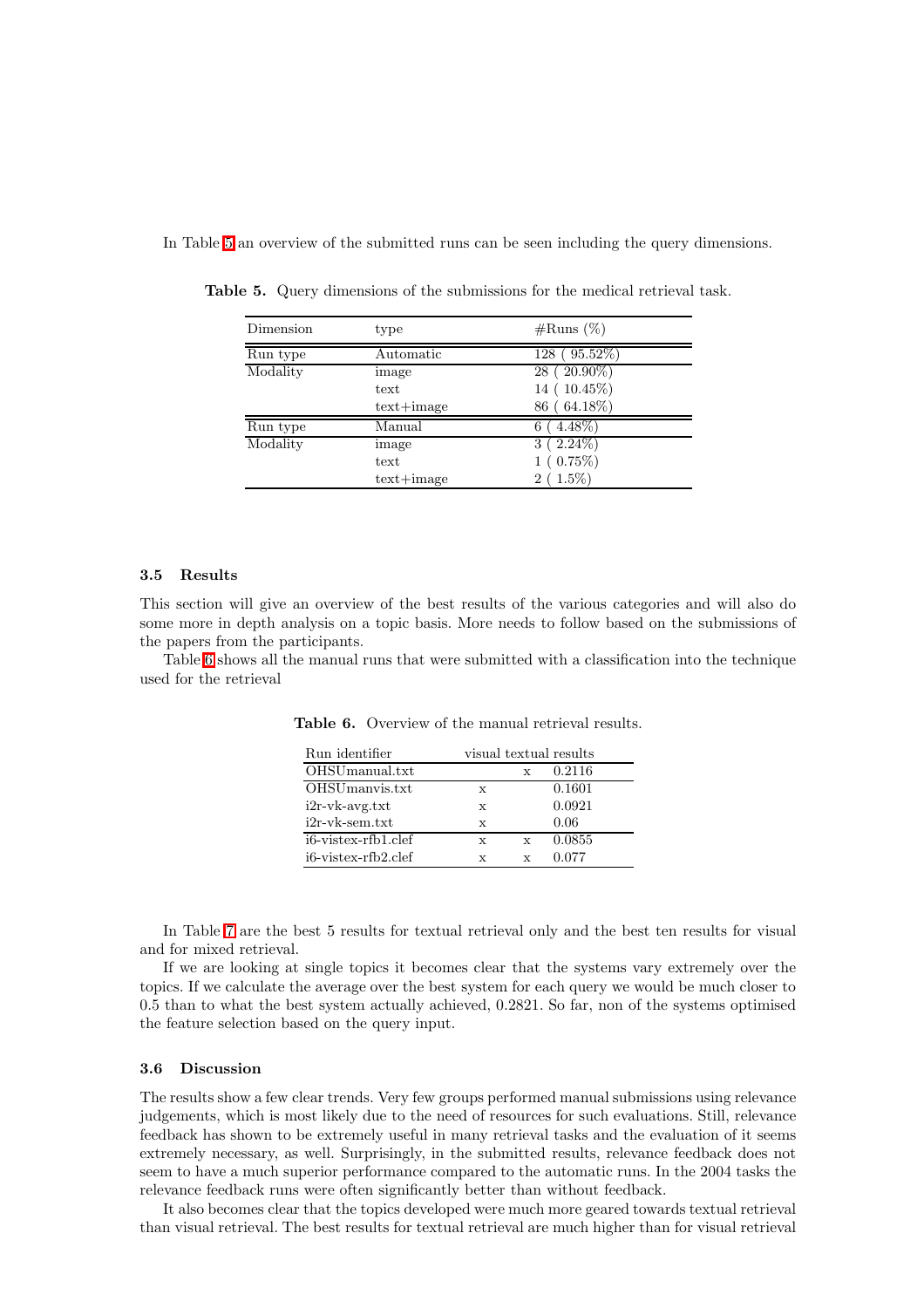In Table 5 an overview of the submitted runs can be seen including the query dimensions.

**Table 5.** Query dimensions of the submissions for the medical retrieval task.

| Dimension | type | #Runs (%) |
|---|---|---|
| Run type | Automatic | 128 ( 95.52%) |
| Modality | image | 28 ( 20.90%) |
| | text | 14 ( 10.45%) |
| | text+image | 86 ( 64.18%) |
| Run type | Manual | 6 ( 4.48%) |
| Modality | image | 3 ( 2.24%) |
| | text | 1 ( 0.75%) |
| | text+image | 2 ( 1.5%) |

### 3.5 Results

This section will give an overview of the best results of the various categories and will also do some more in depth analysis on a topic basis. More needs to follow based on the submissions of the papers from the participants.

Table 6 shows all the manual runs that were submitted with a classification into the technique used for the retrieval

**Table 6.** Overview of the manual retrieval results.

| Run identifier | visual | textual | results |
|---|---|---|---|
| OHSUmanual.txt | | x | 0.2116 |
| OHSUmanvis.txt | x | | 0.1601 |
| i2r-vk-avg.txt | x | | 0.0921 |
| i2r-vk-sem.txt | x | | 0.06 |
| i6-vistex-rfb1.clef | x | x | 0.0855 |
| i6-vistex-rfb2.clef | x | x | 0.077 |

In Table 7 are the best 5 results for textual retrieval only and the best ten results for visual and for mixed retrieval.

If we are looking at single topics it becomes clear that the systems vary extremely over the topics. If we calculate the average over the best system for each query we would be much closer to 0.5 than to what the best system actually achieved, 0.2821. So far, non of the systems optimised the feature selection based on the query input.

### 3.6 Discussion

The results show a few clear trends. Very few groups performed manual submissions using relevance judgements, which is most likely due to the need of resources for such evaluations. Still, relevance feedback has shown to be extremely useful in many retrieval tasks and the evaluation of it seems extremely necessary, as well. Surprisingly, in the submitted results, relevance feedback does not seem to have a much superior performance compared to the automatic runs. In the 2004 tasks the relevance feedback runs were often significantly better than without feedback.

It also becomes clear that the topics developed were much more geared towards textual retrieval than visual retrieval. The best results for textual retrieval are much higher than for visual retrieval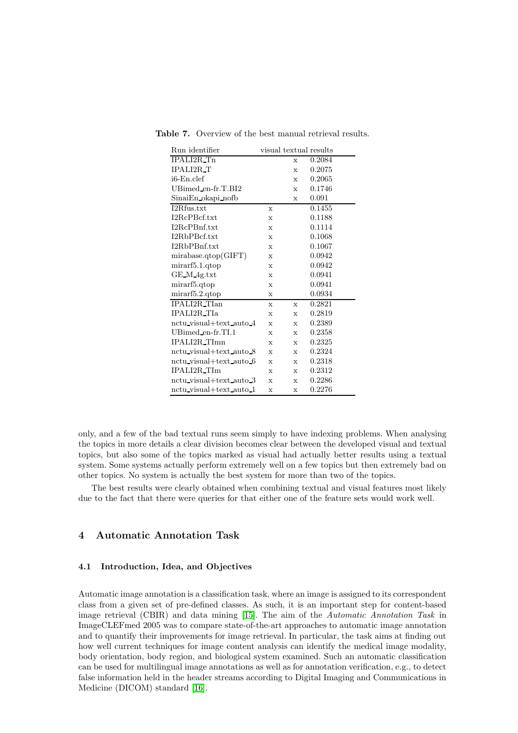**Table 7.** Overview of the best manual retrieval results.

| Run identifier | visual | textual | results |
|---|---|---|---|
| IPALI2R_Tn | | x | 0.2084 |
| IPALI2R_T | | x | 0.2075 |
| i6-En.clef | | x | 0.2065 |
| UBimed_en-fr.T.BI2 | | x | 0.1746 |
| SinaiEn_okapi_nofb | | x | 0.091 |
| I2Rfus.txt | x | | 0.1455 |
| I2RcPBcf.txt | x | | 0.1188 |
| I2RcPBnf.txt | x | | 0.1114 |
| I2RbPBcf.txt | x | | 0.1068 |
| I2RbPBnf.txt | x | | 0.1067 |
| mirabase.qtop(GIFT) | x | | 0.0942 |
| mirarf5.1.qtop | x | | 0.0942 |
| GE_M_4g.txt | x | | 0.0941 |
| mirarf5.qtop | x | | 0.0941 |
| mirarf5.2.qtop | x | | 0.0934 |
| IPALI2R_TIan | x | x | 0.2821 |
| IPALI2R_TIa | x | x | 0.2819 |
| nctu_visual+text_auto_4 | x | x | 0.2389 |
| UBimed_en-fr.TI.1 | x | x | 0.2358 |
| IPALI2R_TImn | x | x | 0.2325 |
| nctu_visual+text_auto_8 | x | x | 0.2324 |
| nctu_visual+text_auto_6 | x | x | 0.2318 |
| IPALI2R_TIm | x | x | 0.2312 |
| nctu_visual+text_auto_3 | x | x | 0.2286 |
| nctu_visual+text_auto_1 | x | x | 0.2276 |

only, and a few of the bad textual runs seem simply to have indexing problems. When analysing the topics in more details a clear division becomes clear between the developed visual and textual topics, but also some of the topics marked as visual had actually better results using a textual system. Some systems actually perform extremely well on a few topics but then extremely bad on other topics. No system is actually the best system for more than two of the topics.

The best results were clearly obtained when combining textual and visual features most likely due to the fact that there were queries for that either one of the feature sets would work well.

## 4 Automatic Annotation Task

### 4.1 Introduction, Idea, and Objectives

Automatic image annotation is a classification task, where an image is assigned to its correspondent class from a given set of pre-defined classes. As such, it is an important step for content-based image retrieval (CBIR) and data mining [15]. The aim of the *Automatic Annotation Task* in ImageCLEFmed 2005 was to compare state-of-the-art approaches to automatic image annotation and to quantify their improvements for image retrieval. In particular, the task aims at finding out how well current techniques for image content analysis can identify the medical image modality, body orientation, body region, and biological system examined. Such an automatic classification can be used for multilingual image annotations as well as for annotation verification, e.g., to detect false information held in the header streams according to Digital Imaging and Communications in Medicine (DICOM) standard [16].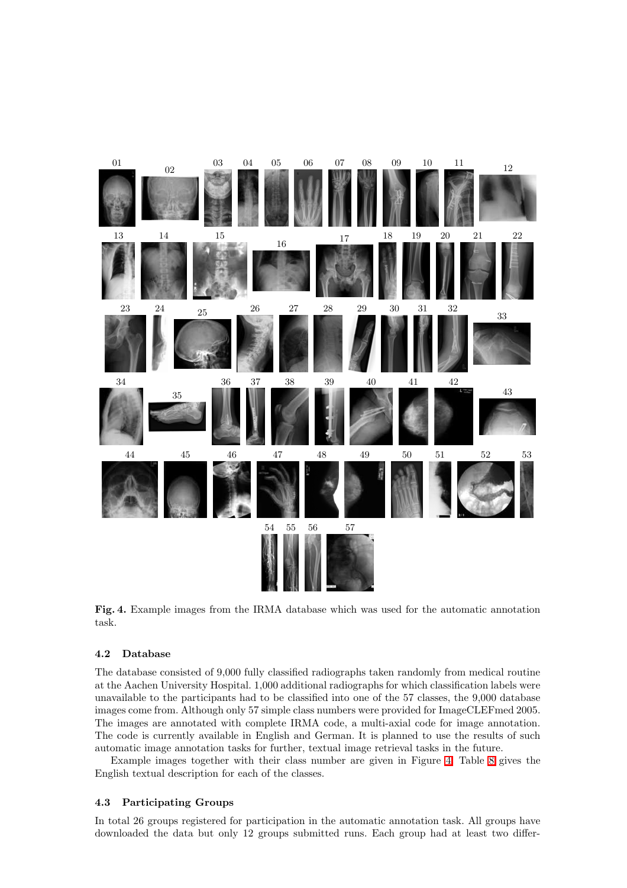**Fig. 4.** Example images from the IRMA database which was used for the automatic annotation task.

### 4.2 Database

The database consisted of 9,000 fully classified radiographs taken randomly from medical routine at the Aachen University Hospital. 1,000 additional radiographs for which classification labels were unavailable to the participants had to be classified into one of the 57 classes, the 9,000 database images come from. Although only 57 simple class numbers were provided for ImageCLEFmed 2005. The images are annotated with complete IRMA code, a multi-axial code for image annotation. The code is currently available in English and German. It is planned to use the results of such automatic image annotation tasks for further, textual image retrieval tasks in the future.

Example images together with their class number are given in Figure 4. Table 8 gives the English textual description for each of the classes.

### 4.3 Participating Groups

In total 26 groups registered for participation in the automatic annotation task. All groups have downloaded the data but only 12 groups submitted runs. Each group had at least two differ-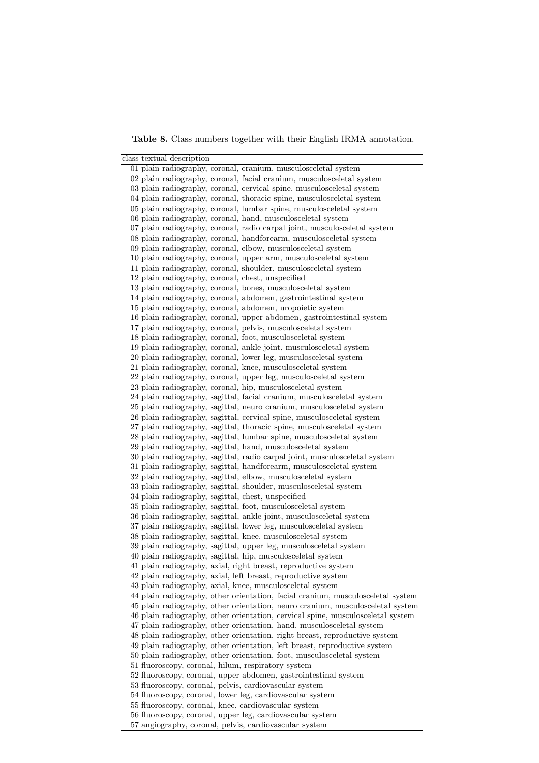**Table 8.** Class numbers together with their English IRMA annotation.

| class | textual description |
|---|---|
| 01 | plain radiography, coronal, cranium, musculosceletal system |
| 02 | plain radiography, coronal, facial cranium, musculosceletal system |
| 03 | plain radiography, coronal, cervical spine, musculosceletal system |
| 04 | plain radiography, coronal, thoracic spine, musculosceletal system |
| 05 | plain radiography, coronal, lumbar spine, musculosceletal system |
| 06 | plain radiography, coronal, hand, musculosceletal system |
| 07 | plain radiography, coronal, radio carpal joint, musculosceletal system |
| 08 | plain radiography, coronal, handforearm, musculosceletal system |
| 09 | plain radiography, coronal, elbow, musculosceletal system |
| 10 | plain radiography, coronal, upper arm, musculosceletal system |
| 11 | plain radiography, coronal, shoulder, musculosceletal system |
| 12 | plain radiography, coronal, chest, unspecified |
| 13 | plain radiography, coronal, bones, musculosceletal system |
| 14 | plain radiography, coronal, abdomen, gastrointestinal system |
| 15 | plain radiography, coronal, abdomen, uropoietic system |
| 16 | plain radiography, coronal, upper abdomen, gastrointestinal system |
| 17 | plain radiography, coronal, pelvis, musculosceletal system |
| 18 | plain radiography, coronal, foot, musculosceletal system |
| 19 | plain radiography, coronal, ankle joint, musculosceletal system |
| 20 | plain radiography, coronal, lower leg, musculosceletal system |
| 21 | plain radiography, coronal, knee, musculosceletal system |
| 22 | plain radiography, coronal, upper leg, musculosceletal system |
| 23 | plain radiography, coronal, hip, musculosceletal system |
| 24 | plain radiography, sagittal, facial cranium, musculosceletal system |
| 25 | plain radiography, sagittal, neuro cranium, musculosceletal system |
| 26 | plain radiography, sagittal, cervical spine, musculosceletal system |
| 27 | plain radiography, sagittal, thoracic spine, musculosceletal system |
| 28 | plain radiography, sagittal, lumbar spine, musculosceletal system |
| 29 | plain radiography, sagittal, hand, musculosceletal system |
| 30 | plain radiography, sagittal, radio carpal joint, musculosceletal system |
| 31 | plain radiography, sagittal, handforearm, musculosceletal system |
| 32 | plain radiography, sagittal, elbow, musculosceletal system |
| 33 | plain radiography, sagittal, shoulder, musculosceletal system |
| 34 | plain radiography, sagittal, chest, unspecified |
| 35 | plain radiography, sagittal, foot, musculosceletal system |
| 36 | plain radiography, sagittal, ankle joint, musculosceletal system |
| 37 | plain radiography, sagittal, lower leg, musculosceletal system |
| 38 | plain radiography, sagittal, knee, musculosceletal system |
| 39 | plain radiography, sagittal, upper leg, musculosceletal system |
| 40 | plain radiography, sagittal, hip, musculosceletal system |
| 41 | plain radiography, axial, right breast, reproductive system |
| 42 | plain radiography, axial, left breast, reproductive system |
| 43 | plain radiography, axial, knee, musculosceletal system |
| 44 | plain radiography, other orientation, facial cranium, musculosceletal system |
| 45 | plain radiography, other orientation, neuro cranium, musculosceletal system |
| 46 | plain radiography, other orientation, cervical spine, musculosceletal system |
| 47 | plain radiography, other orientation, hand, musculosceletal system |
| 48 | plain radiography, other orientation, right breast, reproductive system |
| 49 | plain radiography, other orientation, left breast, reproductive system |
| 50 | plain radiography, other orientation, foot, musculosceletal system |
| 51 | fluoroscopy, coronal, hilum, respiratory system |
| 52 | fluoroscopy, coronal, upper abdomen, gastrointestinal system |
| 53 | fluoroscopy, coronal, pelvis, cardiovascular system |
| 54 | fluoroscopy, coronal, lower leg, cardiovascular system |
| 55 | fluoroscopy, coronal, knee, cardiovascular system |
| 56 | fluoroscopy, coronal, upper leg, cardiovascular system |
| 57 | angiography, coronal, pelvis, cardiovascular system |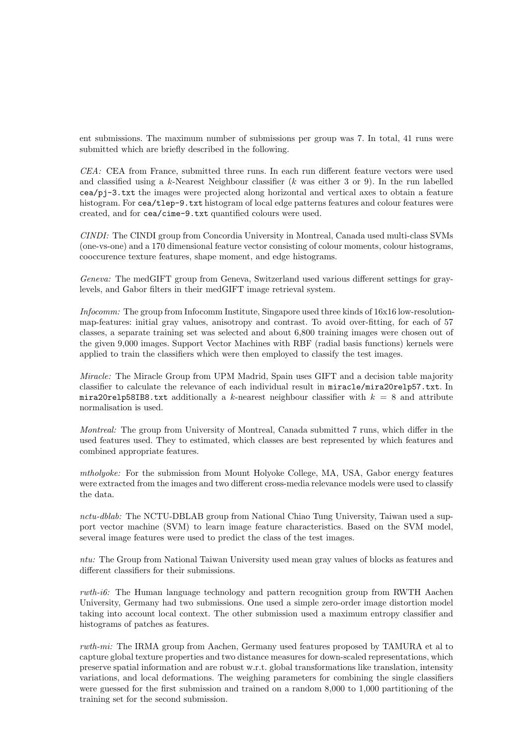ent submissions. The maximum number of submissions per group was 7. In total, 41 runs were submitted which are briefly described in the following.

*CEA:* CEA from France, submitted three runs. In each run different feature vectors were used and classified using a $k$-Nearest Neighbour classifier ($k$ was either 3 or 9). In the run labelled `cea/pj-3.txt` the images were projected along horizontal and vertical axes to obtain a feature histogram. For `cea/tlep-9.txt` histogram of local edge patterns features and colour features were created, and for `cea/cime-9.txt` quantified colours were used.

*CINDI:* The CINDI group from Concordia University in Montreal, Canada used multi-class SVMs (one-vs-one) and a 170 dimensional feature vector consisting of colour moments, colour histograms, cooccurence texture features, shape moment, and edge histograms.

*Geneva:* The medGIFT group from Geneva, Switzerland used various different settings for gray-levels, and Gabor filters in their medGIFT image retrieval system.

*Infocomm:* The group from Infocomm Institute, Singapore used three kinds of 16x16 low-resolution-map-features: initial gray values, anisotropy and contrast. To avoid over-fitting, for each of 57 classes, a separate training set was selected and about 6,800 training images were chosen out of the given 9,000 images. Support Vector Machines with RBF (radial basis functions) kernels were applied to train the classifiers which were then employed to classify the test images.

*Miracle:* The Miracle Group from UPM Madrid, Spain uses GIFT and a decision table majority classifier to calculate the relevance of each individual result in `miracle/mira20relp57.txt`. In `mira20relp58IB8.txt` additionally a $k$-nearest neighbour classifier with $k = 8$ and attribute normalisation is used.

*Montreal:* The group from University of Montreal, Canada submitted 7 runs, which differ in the used features used. They to estimated, which classes are best represented by which features and combined appropriate features.

*mtholyoke:* For the submission from Mount Holyoke College, MA, USA, Gabor energy features were extracted from the images and two different cross-media relevance models were used to classify the data.

*nctu-dblab:* The NCTU-DBLAB group from National Chiao Tung University, Taiwan used a support vector machine (SVM) to learn image feature characteristics. Based on the SVM model, several image features were used to predict the class of the test images.

*ntu:* The Group from National Taiwan University used mean gray values of blocks as features and different classifiers for their submissions.

*rwth-i6:* The Human language technology and pattern recognition group from RWTH Aachen University, Germany had two submissions. One used a simple zero-order image distortion model taking into account local context. The other submission used a maximum entropy classifier and histograms of patches as features.

*rwth-mi:* The IRMA group from Aachen, Germany used features proposed by TAMURA et al to capture global texture properties and two distance measures for down-scaled representations, which preserve spatial information and are robust w.r.t. global transformations like translation, intensity variations, and local deformations. The weighing parameters for combining the single classifiers were guessed for the first submission and trained on a random 8,000 to 1,000 partitioning of the training set for the second submission.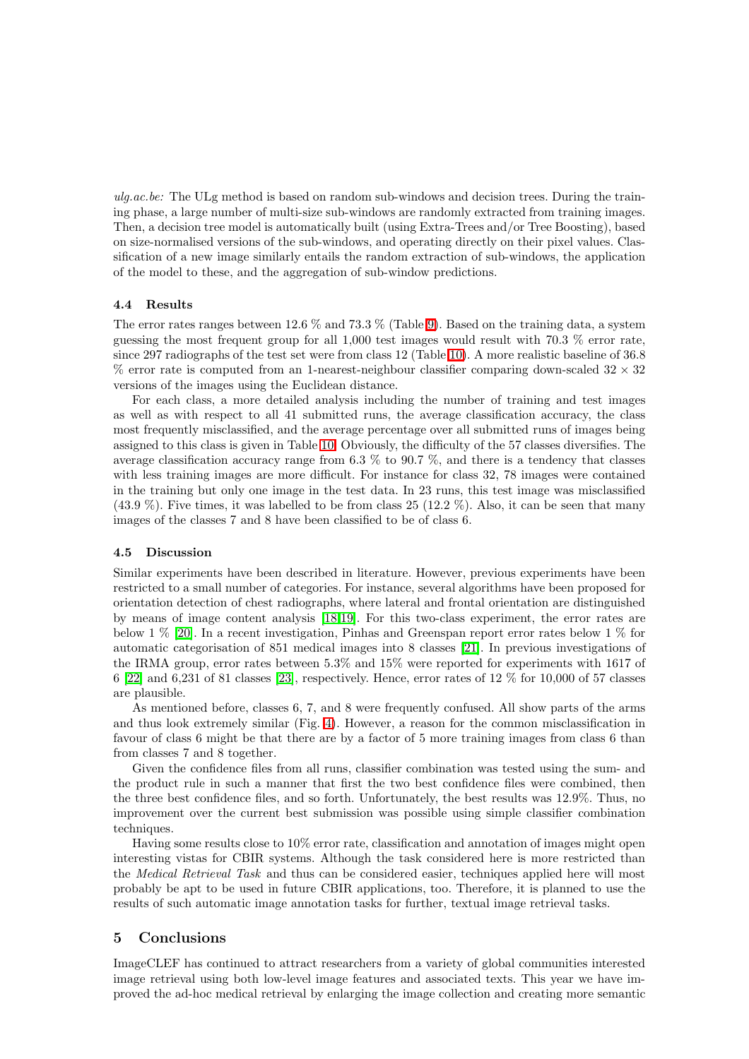*ulg.ac.be:* The ULg method is based on random sub-windows and decision trees. During the training phase, a large number of multi-size sub-windows are randomly extracted from training images. Then, a decision tree model is automatically built (using Extra-Trees and/or Tree Boosting), based on size-normalised versions of the sub-windows, and operating directly on their pixel values. Classification of a new image similarly entails the random extraction of sub-windows, the application of the model to these, and the aggregation of sub-window predictions.

### 4.4 Results

The error rates ranges between 12.6 % and 73.3 % (Table 9). Based on the training data, a system guessing the most frequent group for all 1,000 test images would result with 70.3 % error rate, since 297 radiographs of the test set were from class 12 (Table 10). A more realistic baseline of 36.8 % error rate is computed from an 1-nearest-neighbour classifier comparing down-scaled $32 \times 32$ versions of the images using the Euclidean distance.

For each class, a more detailed analysis including the number of training and test images as well as with respect to all 41 submitted runs, the average classification accuracy, the class most frequently misclassified, and the average percentage over all submitted runs of images being assigned to this class is given in Table 10. Obviously, the difficulty of the 57 classes diversifies. The average classification accuracy range from 6.3 % to 90.7 %, and there is a tendency that classes with less training images are more difficult. For instance for class 32, 78 images were contained in the training but only one image in the test data. In 23 runs, this test image was misclassified (43.9 %). Five times, it was labelled to be from class 25 (12.2 %). Also, it can be seen that many images of the classes 7 and 8 have been classified to be of class 6.

### 4.5 Discussion

Similar experiments have been described in literature. However, previous experiments have been restricted to a small number of categories. For instance, several algorithms have been proposed for orientation detection of chest radiographs, where lateral and frontal orientation are distinguished by means of image content analysis [18,19]. For this two-class experiment, the error rates are below 1 % [20]. In a recent investigation, Pinhas and Greenspan report error rates below 1 % for automatic categorisation of 851 medical images into 8 classes [21]. In previous investigations of the IRMA group, error rates between 5.3% and 15% were reported for experiments with 1617 of 6 [22] and 6,231 of 81 classes [23], respectively. Hence, error rates of 12 % for 10,000 of 57 classes are plausible.

As mentioned before, classes 6, 7, and 8 were frequently confused. All show parts of the arms and thus look extremely similar (Fig. 4). However, a reason for the common misclassification in favour of class 6 might be that there are by a factor of 5 more training images from class 6 than from classes 7 and 8 together.

Given the confidence files from all runs, classifier combination was tested using the sum- and the product rule in such a manner that first the two best confidence files were combined, then the three best confidence files, and so forth. Unfortunately, the best results was 12.9%. Thus, no improvement over the current best submission was possible using simple classifier combination techniques.

Having some results close to 10% error rate, classification and annotation of images might open interesting vistas for CBIR systems. Although the task considered here is more restricted than the *Medical Retrieval Task* and thus can be considered easier, techniques applied here will most probably be apt to be used in future CBIR applications, too. Therefore, it is planned to use the results of such automatic image annotation tasks for further, textual image retrieval tasks.

## 5 Conclusions

ImageCLEF has continued to attract researchers from a variety of global communities interested image retrieval using both low-level image features and associated texts. This year we have improved the ad-hoc medical retrieval by enlarging the image collection and creating more semantic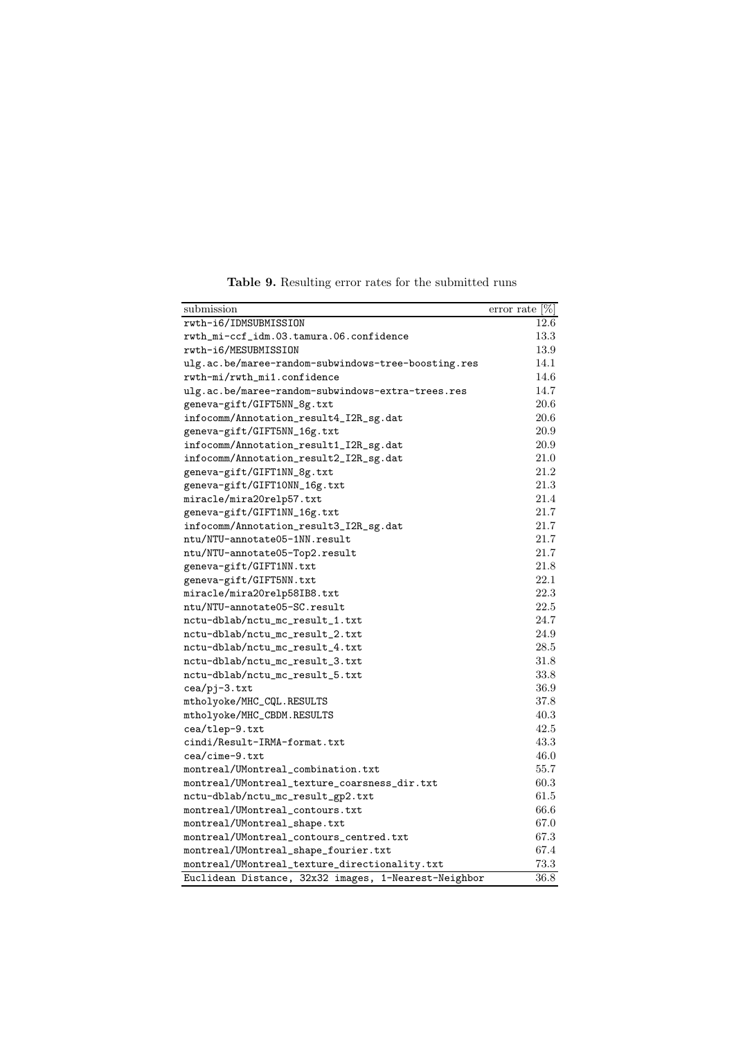**Table 9.** Resulting error rates for the submitted runs

| submission | error rate [%] |
|---|---|
| rwth-i6/IDMSUBMISSION | 12.6 |
| rwth_mi-ccf_idm.03.tamura.06.confidence | 13.3 |
| rwth-i6/MESUBMISSION | 13.9 |
| ulg.ac.be/maree-random-subwindows-tree-boosting.res | 14.1 |
| rwth-mi/rwth_mi1.confidence | 14.6 |
| ulg.ac.be/maree-random-subwindows-extra-trees.res | 14.7 |
| geneva-gift/GIFT5NN_8g.txt | 20.6 |
| infocomm/Annotation_result4_I2R_sg.dat | 20.6 |
| geneva-gift/GIFT5NN_16g.txt | 20.9 |
| infocomm/Annotation_result1_I2R_sg.dat | 20.9 |
| infocomm/Annotation_result2_I2R_sg.dat | 21.0 |
| geneva-gift/GIFT1NN_8g.txt | 21.2 |
| geneva-gift/GIFT10NN_16g.txt | 21.3 |
| miracle/mira20relp57.txt | 21.4 |
| geneva-gift/GIFT1NN_16g.txt | 21.7 |
| infocomm/Annotation_result3_I2R_sg.dat | 21.7 |
| ntu/NTU-annotate05-1NN.result | 21.7 |
| ntu/NTU-annotate05-Top2.result | 21.7 |
| geneva-gift/GIFT1NN.txt | 21.8 |
| geneva-gift/GIFT5NN.txt | 22.1 |
| miracle/mira20relp58IB8.txt | 22.3 |
| ntu/NTU-annotate05-SC.result | 22.5 |
| nctu-dblab/nctu_mc_result_1.txt | 24.7 |
| nctu-dblab/nctu_mc_result_2.txt | 24.9 |
| nctu-dblab/nctu_mc_result_4.txt | 28.5 |
| nctu-dblab/nctu_mc_result_3.txt | 31.8 |
| nctu-dblab/nctu_mc_result_5.txt | 33.8 |
| cea/pj-3.txt | 36.9 |
| mtholyoke/MHC_CQL.RESULTS | 37.8 |
| mtholyoke/MHC_CBDM.RESULTS | 40.3 |
| cea/tlep-9.txt | 42.5 |
| cindi/Result-IRMA-format.txt | 43.3 |
| cea/cime-9.txt | 46.0 |
| montreal/UMontreal_combination.txt | 55.7 |
| montreal/UMontreal_texture_coarsness_dir.txt | 60.3 |
| nctu-dblab/nctu_mc_result_gp2.txt | 61.5 |
| montreal/UMontreal_contours.txt | 66.6 |
| montreal/UMontreal_shape.txt | 67.0 |
| montreal/UMontreal_contours_centred.txt | 67.3 |
| montreal/UMontreal_shape_fourier.txt | 67.4 |
| montreal/UMontreal_texture_directionality.txt | 73.3 |
| Euclidean Distance, 32x32 images, 1-Nearest-Neighbor | 36.8 |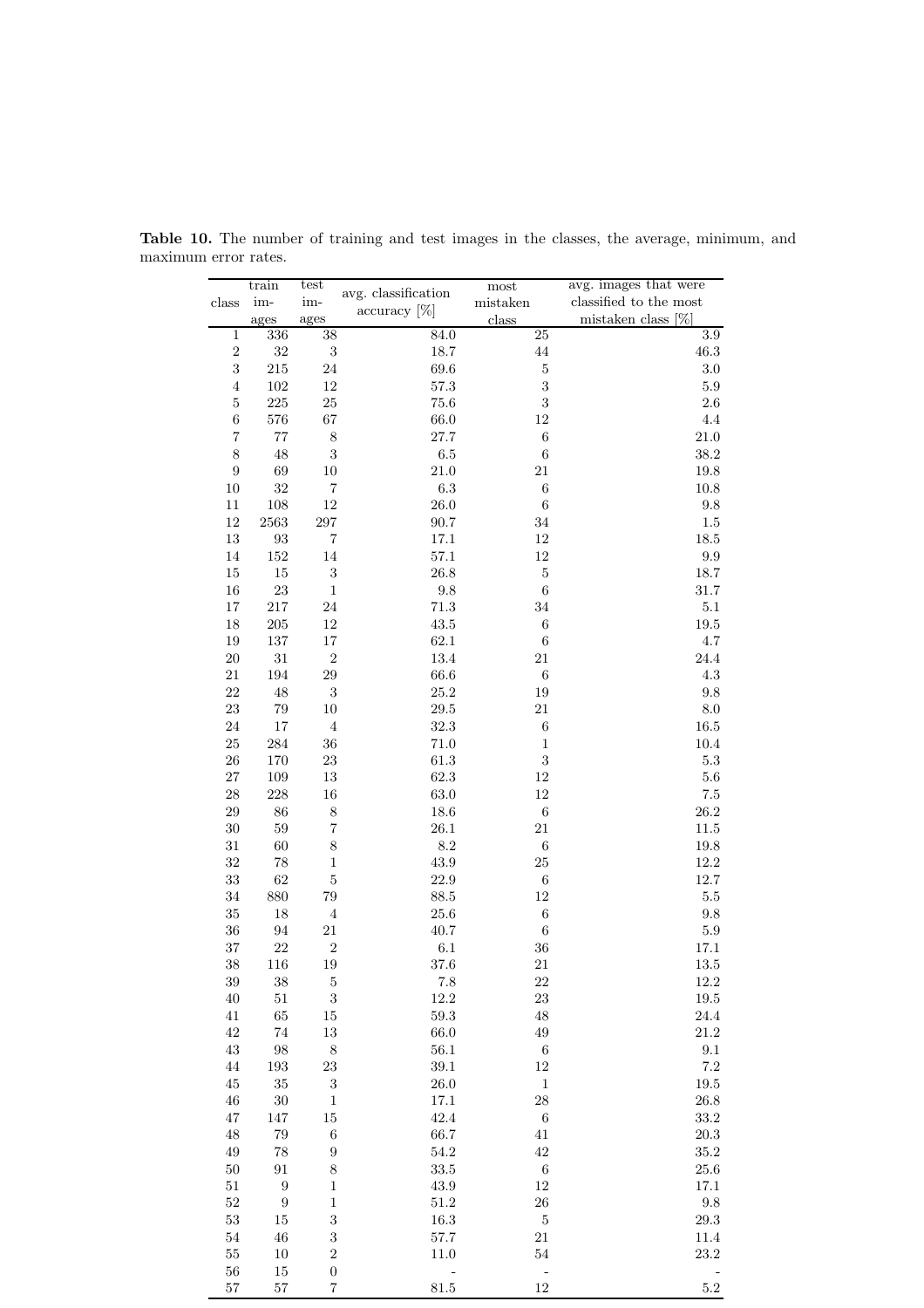**Table 10.** The number of training and test images in the classes, the average, minimum, and maximum error rates.

| class | train images | test images | avg. classification accuracy [%] | most mistaken class | avg. images that were classified to the most mistaken class [%] |
|---|---|---|---|---|---|
| 1 | 336 | 38 | 84.0 | 25 | 3.9 |
| 2 | 32 | 3 | 18.7 | 44 | 46.3 |
| 3 | 215 | 24 | 69.6 | 5 | 3.0 |
| 4 | 102 | 12 | 57.3 | 3 | 5.9 |
| 5 | 225 | 25 | 75.6 | 3 | 2.6 |
| 6 | 576 | 67 | 66.0 | 12 | 4.4 |
| 7 | 77 | 8 | 27.7 | 6 | 21.0 |
| 8 | 48 | 3 | 6.5 | 6 | 38.2 |
| 9 | 69 | 10 | 21.0 | 21 | 19.8 |
| 10 | 32 | 7 | 6.3 | 6 | 10.8 |
| 11 | 108 | 12 | 26.0 | 6 | 9.8 |
| 12 | 2563 | 297 | 90.7 | 34 | 1.5 |
| 13 | 93 | 7 | 17.1 | 12 | 18.5 |
| 14 | 152 | 14 | 57.1 | 12 | 9.9 |
| 15 | 15 | 3 | 26.8 | 5 | 18.7 |
| 16 | 23 | 1 | 9.8 | 6 | 31.7 |
| 17 | 217 | 24 | 71.3 | 34 | 5.1 |
| 18 | 205 | 12 | 43.5 | 6 | 19.5 |
| 19 | 137 | 17 | 62.1 | 6 | 4.7 |
| 20 | 31 | 2 | 13.4 | 21 | 24.4 |
| 21 | 194 | 29 | 66.6 | 6 | 4.3 |
| 22 | 48 | 3 | 25.2 | 19 | 9.8 |
| 23 | 79 | 10 | 29.5 | 21 | 8.0 |
| 24 | 17 | 4 | 32.3 | 6 | 16.5 |
| 25 | 284 | 36 | 71.0 | 1 | 10.4 |
| 26 | 170 | 23 | 61.3 | 3 | 5.3 |
| 27 | 109 | 13 | 62.3 | 12 | 5.6 |
| 28 | 228 | 16 | 63.0 | 12 | 7.5 |
| 29 | 86 | 8 | 18.6 | 6 | 26.2 |
| 30 | 59 | 7 | 26.1 | 21 | 11.5 |
| 31 | 60 | 8 | 8.2 | 6 | 19.8 |
| 32 | 78 | 1 | 43.9 | 25 | 12.2 |
| 33 | 62 | 5 | 22.9 | 6 | 12.7 |
| 34 | 880 | 79 | 88.5 | 12 | 5.5 |
| 35 | 18 | 4 | 25.6 | 6 | 9.8 |
| 36 | 94 | 21 | 40.7 | 6 | 5.9 |
| 37 | 22 | 2 | 6.1 | 36 | 17.1 |
| 38 | 116 | 19 | 37.6 | 21 | 13.5 |
| 39 | 38 | 5 | 7.8 | 22 | 12.2 |
| 40 | 51 | 3 | 12.2 | 23 | 19.5 |
| 41 | 65 | 15 | 59.3 | 48 | 24.4 |
| 42 | 74 | 13 | 66.0 | 49 | 21.2 |
| 43 | 98 | 8 | 56.1 | 6 | 9.1 |
| 44 | 193 | 23 | 39.1 | 12 | 7.2 |
| 45 | 35 | 3 | 26.0 | 1 | 19.5 |
| 46 | 30 | 1 | 17.1 | 28 | 26.8 |
| 47 | 147 | 15 | 42.4 | 6 | 33.2 |
| 48 | 79 | 6 | 66.7 | 41 | 20.3 |
| 49 | 78 | 9 | 54.2 | 42 | 35.2 |
| 50 | 91 | 8 | 33.5 | 6 | 25.6 |
| 51 | 9 | 1 | 43.9 | 12 | 17.1 |
| 52 | 9 | 1 | 51.2 | 26 | 9.8 |
| 53 | 15 | 3 | 16.3 | 5 | 29.3 |
| 54 | 46 | 3 | 57.7 | 21 | 11.4 |
| 55 | 10 | 2 | 11.0 | 54 | 23.2 |
| 56 | 15 | 0 | - | - | - |
| 57 | 57 | 7 | 81.5 | 12 | 5.2 |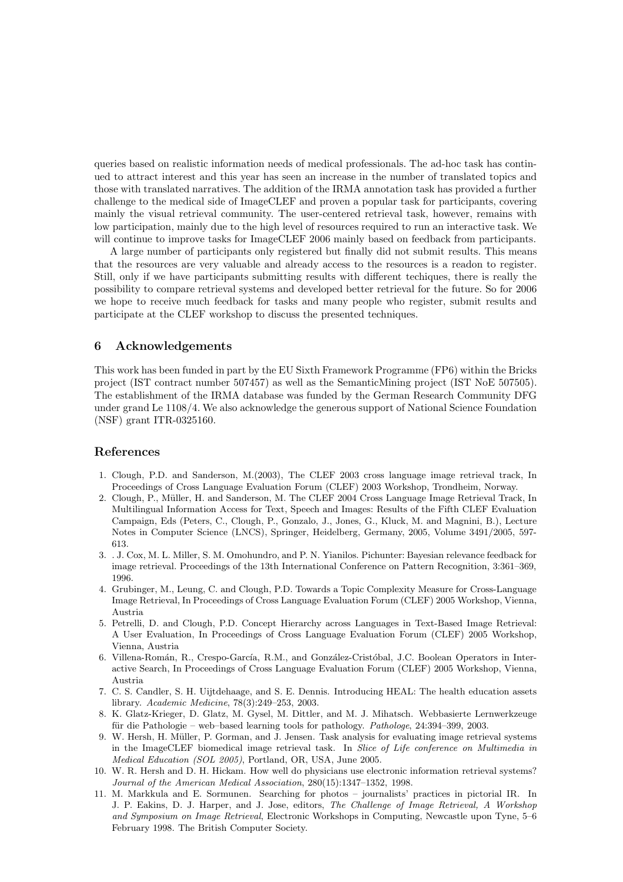queries based on realistic information needs of medical professionals. The ad-hoc task has continued to attract interest and this year has seen an increase in the number of translated topics and those with translated narratives. The addition of the IRMA annotation task has provided a further challenge to the medical side of ImageCLEF and proven a popular task for participants, covering mainly the visual retrieval community. The user-centered retrieval task, however, remains with low participation, mainly due to the high level of resources required to run an interactive task. We will continue to improve tasks for ImageCLEF 2006 mainly based on feedback from participants.

A large number of participants only registered but finally did not submit results. This means that the resources are very valuable and already access to the resources is a readon to register. Still, only if we have participants submitting results with different techiques, there is really the possibility to compare retrieval systems and developed better retrieval for the future. So for 2006 we hope to receive much feedback for tasks and many people who register, submit results and participate at the CLEF workshop to discuss the presented techniques.

## 6 Acknowledgements

This work has been funded in part by the EU Sixth Framework Programme (FP6) within the Bricks project (IST contract number 507457) as well as the SemanticMining project (IST NoE 507505). The establishment of the IRMA database was funded by the German Research Community DFG under grand Le 1108/4. We also acknowledge the generous support of National Science Foundation (NSF) grant ITR-0325160.

## References

1. Clough, P.D. and Sanderson, M.(2003), The CLEF 2003 cross language image retrieval track, In Proceedings of Cross Language Evaluation Forum (CLEF) 2003 Workshop, Trondheim, Norway.
2. Clough, P., Müller, H. and Sanderson, M. The CLEF 2004 Cross Language Image Retrieval Track, In Multilingual Information Access for Text, Speech and Images: Results of the Fifth CLEF Evaluation Campaign, Eds (Peters, C., Clough, P., Gonzalo, J., Jones, G., Kluck, M. and Magnini, B.), Lecture Notes in Computer Science (LNCS), Springer, Heidelberg, Germany, 2005, Volume 3491/2005, 597-613.
3. . J. Cox, M. L. Miller, S. M. Omohundro, and P. N. Yianilos. Pichunter: Bayesian relevance feedback for image retrieval. Proceedings of the 13th International Conference on Pattern Recognition, 3:361–369, 1996.
4. Grubinger, M., Leung, C. and Clough, P.D. Towards a Topic Complexity Measure for Cross-Language Image Retrieval, In Proceedings of Cross Language Evaluation Forum (CLEF) 2005 Workshop, Vienna, Austria
5. Petrelli, D. and Clough, P.D. Concept Hierarchy across Languages in Text-Based Image Retrieval: A User Evaluation, In Proceedings of Cross Language Evaluation Forum (CLEF) 2005 Workshop, Vienna, Austria
6. Villena-Román, R., Crespo-García, R.M., and González-Cristóbal, J.C. Boolean Operators in Interactive Search, In Proceedings of Cross Language Evaluation Forum (CLEF) 2005 Workshop, Vienna, Austria
7. C. S. Candler, S. H. Uijtdehaage, and S. E. Dennis. Introducing HEAL: The health education assets library. *Academic Medicine*, 78(3):249–253, 2003.
8. K. Glatz-Krieger, D. Glatz, M. Gysel, M. Dittler, and M. J. Mihatsch. Webbasierte Lernwerkzeuge für die Pathologie – web–based learning tools for pathology. *Pathologe*, 24:394–399, 2003.
9. W. Hersh, H. Müller, P. Gorman, and J. Jensen. Task analysis for evaluating image retrieval systems in the ImageCLEF biomedical image retrieval task. In *Slice of Life conference on Multimedia in Medical Education (SOL 2005)*, Portland, OR, USA, June 2005.
10. W. R. Hersh and D. H. Hickam. How well do physicians use electronic information retrieval systems? *Journal of the American Medical Association*, 280(15):1347–1352, 1998.
11. M. Markkula and E. Sormunen. Searching for photos – journalists' practices in pictorial IR. In J. P. Eakins, D. J. Harper, and J. Jose, editors, *The Challenge of Image Retrieval, A Workshop and Symposium on Image Retrieval*, Electronic Workshops in Computing, Newcastle upon Tyne, 5–6 February 1998. The British Computer Society.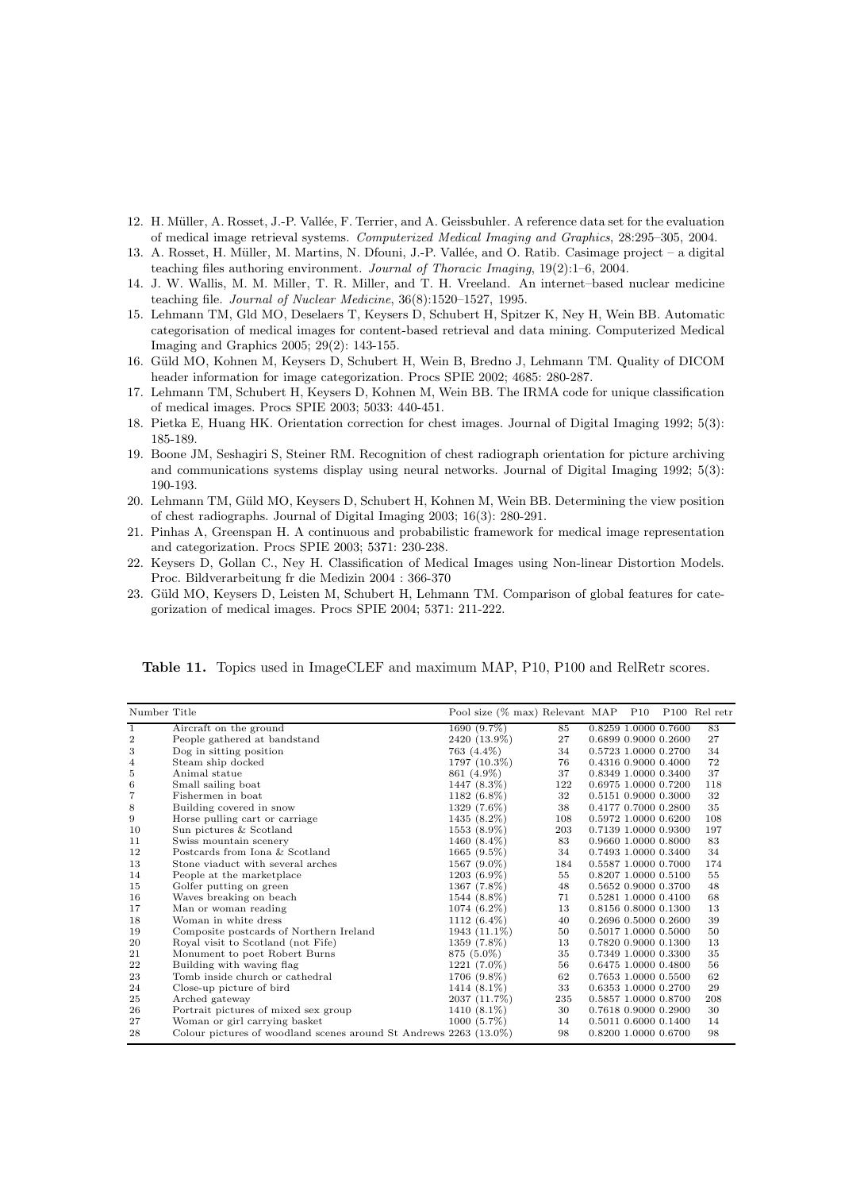12. H. Müller, A. Rosset, J.-P. Vallée, F. Terrier, and A. Geissbuhler. A reference data set for the evaluation of medical image retrieval systems. *Computerized Medical Imaging and Graphics*, 28:295–305, 2004.
13. A. Rosset, H. Müller, M. Martins, N. Dfouni, J.-P. Vallée, and O. Ratib. Casimage project – a digital teaching files authoring environment. *Journal of Thoracic Imaging*, 19(2):1–6, 2004.
14. J. W. Wallis, M. M. Miller, T. R. Miller, and T. H. Vreeland. An internet–based nuclear medicine teaching file. *Journal of Nuclear Medicine*, 36(8):1520–1527, 1995.
15. Lehmann TM, Gld MO, Deselaers T, Keysers D, Schubert H, Spitzer K, Ney H, Wein BB. Automatic categorisation of medical images for content-based retrieval and data mining. Computerized Medical Imaging and Graphics 2005; 29(2): 143-155.
16. Güld MO, Kohnen M, Keysers D, Schubert H, Wein B, Bredno J, Lehmann TM. Quality of DICOM header information for image categorization. Procs SPIE 2002; 4685: 280-287.
17. Lehmann TM, Schubert H, Keysers D, Kohnen M, Wein BB. The IRMA code for unique classification of medical images. Procs SPIE 2003; 5033: 440-451.
18. Pietka E, Huang HK. Orientation correction for chest images. Journal of Digital Imaging 1992; 5(3): 185-189.
19. Boone JM, Seshagiri S, Steiner RM. Recognition of chest radiograph orientation for picture archiving and communications systems display using neural networks. Journal of Digital Imaging 1992; 5(3): 190-193.
20. Lehmann TM, Güld MO, Keysers D, Schubert H, Kohnen M, Wein BB. Determining the view position of chest radiographs. Journal of Digital Imaging 2003; 16(3): 280-291.
21. Pinhas A, Greenspan H. A continuous and probabilistic framework for medical image representation and categorization. Procs SPIE 2003; 5371: 230-238.
22. Keysers D, Gollan C., Ney H. Classification of Medical Images using Non-linear Distortion Models. Proc. Bildverarbeitung fr die Medizin 2004 : 366-370
23. Güld MO, Keysers D, Leisten M, Schubert H, Lehmann TM. Comparison of global features for categorization of medical images. Procs SPIE 2004; 5371: 211-222.

**Table 11.** Topics used in ImageCLEF and maximum MAP, P10, P100 and RelRetr scores.

| Number | Title | Pool size (% max) | Relevant | MAP | P10 | P100 | Rel retr |
|---|---|---|---|---|---|---|---|
| 1 | Aircraft on the ground | 1690 (9.7%) | 85 | 0.8259 | 1.0000 | 0.7600 | 83 |
| 2 | People gathered at bandstand | 2420 (13.9%) | 27 | 0.6899 | 0.9000 | 0.2600 | 27 |
| 3 | Dog in sitting position | 763 (4.4%) | 34 | 0.5723 | 1.0000 | 0.2700 | 34 |
| 4 | Steam ship docked | 1797 (10.3%) | 76 | 0.4316 | 0.9000 | 0.4000 | 72 |
| 5 | Animal statue | 861 (4.9%) | 37 | 0.8349 | 1.0000 | 0.3400 | 37 |
| 6 | Small sailing boat | 1447 (8.3%) | 122 | 0.6975 | 1.0000 | 0.7200 | 118 |
| 7 | Fishermen in boat | 1182 (6.8%) | 32 | 0.5151 | 0.9000 | 0.3000 | 32 |
| 8 | Building covered in snow | 1329 (7.6%) | 38 | 0.4177 | 0.7000 | 0.2800 | 35 |
| 9 | Horse pulling cart or carriage | 1435 (8.2%) | 108 | 0.5972 | 1.0000 | 0.6200 | 108 |
| 10 | Sun pictures & Scotland | 1553 (8.9%) | 203 | 0.7139 | 1.0000 | 0.9300 | 197 |
| 11 | Swiss mountain scenery | 1460 (8.4%) | 83 | 0.9660 | 1.0000 | 0.8000 | 83 |
| 12 | Postcards from Iona & Scotland | 1665 (9.5%) | 34 | 0.7493 | 1.0000 | 0.3400 | 34 |
| 13 | Stone viaduct with several arches | 1567 (9.0%) | 184 | 0.5587 | 1.0000 | 0.7000 | 174 |
| 14 | People at the marketplace | 1203 (6.9%) | 55 | 0.8207 | 1.0000 | 0.5100 | 55 |
| 15 | Golfer putting on green | 1367 (7.8%) | 48 | 0.5652 | 0.9000 | 0.3700 | 48 |
| 16 | Waves breaking on beach | 1544 (8.8%) | 71 | 0.5281 | 1.0000 | 0.4100 | 68 |
| 17 | Man or woman reading | 1074 (6.2%) | 13 | 0.8156 | 0.8000 | 0.1300 | 13 |
| 18 | Woman in white dress | 1112 (6.4%) | 40 | 0.2696 | 0.5000 | 0.2600 | 39 |
| 19 | Composite postcards of Northern Ireland | 1943 (11.1%) | 50 | 0.5017 | 1.0000 | 0.5000 | 50 |
| 20 | Royal visit to Scotland (not Fife) | 1359 (7.8%) | 13 | 0.7820 | 0.9000 | 0.1300 | 13 |
| 21 | Monument to poet Robert Burns | 875 (5.0%) | 35 | 0.7349 | 1.0000 | 0.3300 | 35 |
| 22 | Building with waving flag | 1221 (7.0%) | 56 | 0.6475 | 1.0000 | 0.4800 | 56 |
| 23 | Tomb inside church or cathedral | 1706 (9.8%) | 62 | 0.7653 | 1.0000 | 0.5500 | 62 |
| 24 | Close-up picture of bird | 1414 (8.1%) | 33 | 0.6353 | 1.0000 | 0.2700 | 29 |
| 25 | Arched gateway | 2037 (11.7%) | 235 | 0.5857 | 1.0000 | 0.8700 | 208 |
| 26 | Portrait pictures of mixed sex group | 1410 (8.1%) | 30 | 0.7618 | 0.9000 | 0.2900 | 30 |
| 27 | Woman or girl carrying basket | 1000 (5.7%) | 14 | 0.5011 | 0.6000 | 0.1400 | 14 |
| 28 | Colour pictures of woodland scenes around St Andrews | 2263 (13.0%) | 98 | 0.8200 | 1.0000 | 0.6700 | 98 |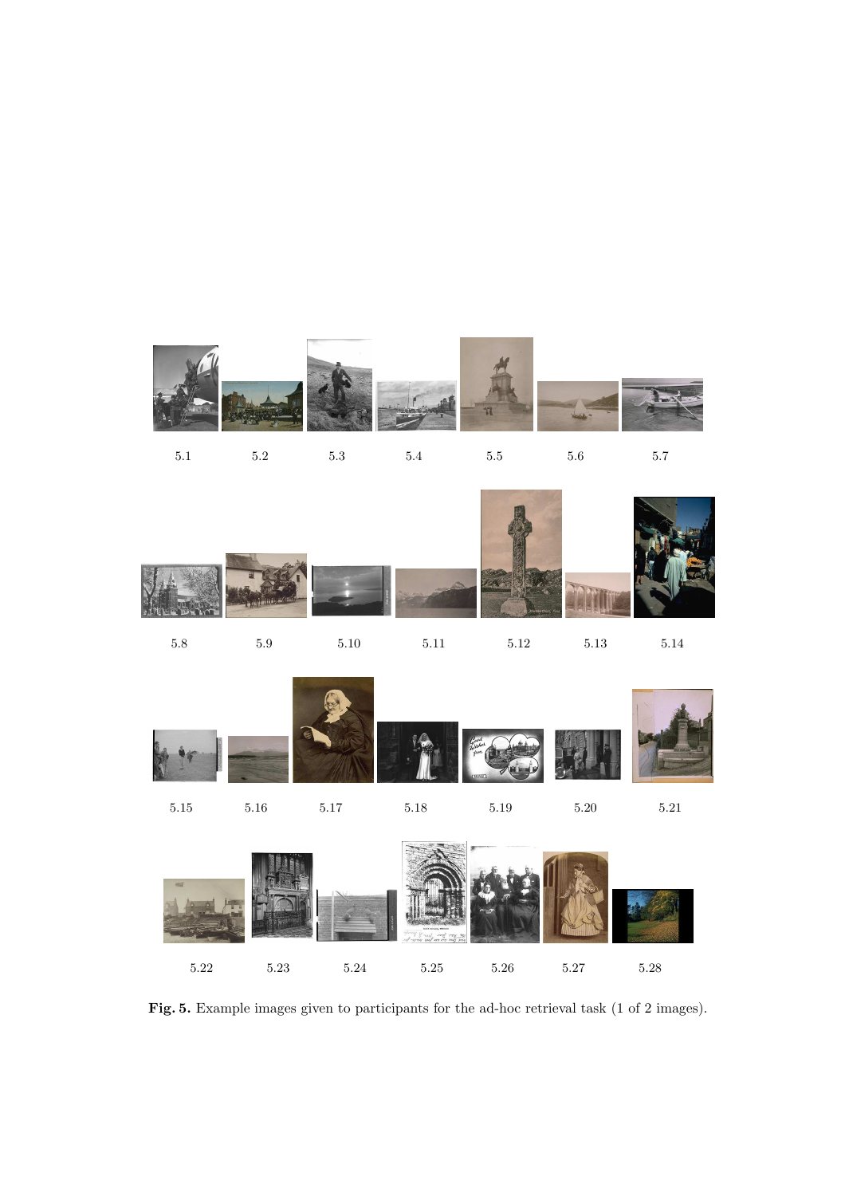5.1 5.2 5.3 5.4 5.5 5.6 5.7

5.8 5.9 5.10 5.11 5.12 5.13 5.14

5.15 5.16 5.17 5.18 5.19 5.20 5.21

5.22 5.23 5.24 5.25 5.26 5.27 5.28

**Fig. 5.** Example images given to participants for the ad-hoc retrieval task (1 of 2 images).